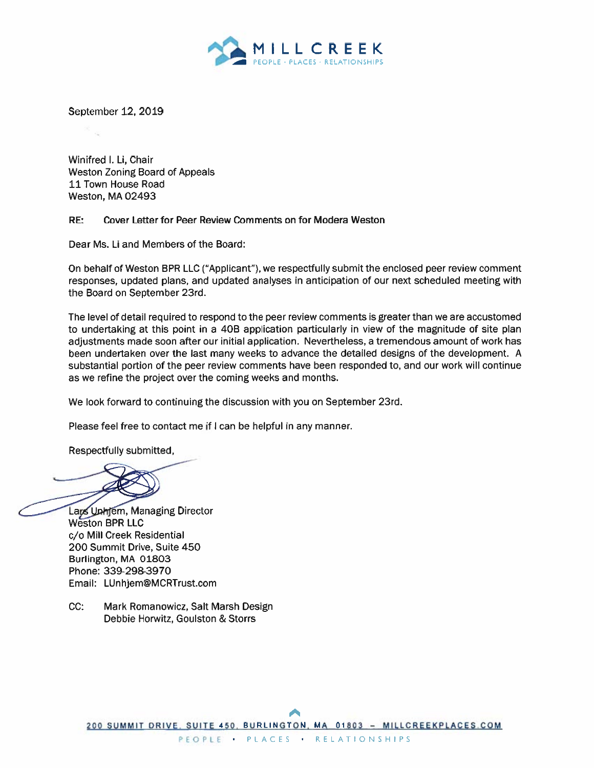MILL CREEK
PEOPLE · PLACES · RELATIONSHIPS

September 12, 2019

Winifred I. Li, Chair
Weston Zoning Board of Appeals
11 Town House Road
Weston, MA 02493

RE: Cover Letter for Peer Review Comments on for Modera Weston

Dear Ms. Li and Members of the Board:

On behalf of Weston BPR LLC ("Applicant"), we respectfully submit the enclosed peer review comment responses, updated plans, and updated analyses in anticipation of our next scheduled meeting with the Board on September 23rd.

The level of detail required to respond to the peer review comments is greater than we are accustomed to undertaking at this point in a 40B application particularly in view of the magnitude of site plan adjustments made soon after our initial application. Nevertheless, a tremendous amount of work has been undertaken over the last many weeks to advance the detailed designs of the development. A substantial portion of the peer review comments have been responded to, and our work will continue as we refine the project over the coming weeks and months.

We look forward to continuing the discussion with you on September 23rd.

Please feel free to contact me if I can be helpful in any manner.

Respectfully submitted,

Lars Unhjem, Managing Director
Weston BPR LLC
c/o Mill Creek Residential
200 Summit Drive, Suite 450
Burlington, MA 01803
Phone: 339-298-3970
Email: LUnhjem@MCRTrust.com

CC: Mark Romanowicz, Salt Marsh Design
Debbie Horwitz, Goulston & Storrs

200 SUMMIT DRIVE, SUITE 450, BURLINGTON, MA 01803 – MILLCREEKPLACES.COM
PEOPLE · PLACES · RELATIONSHIPS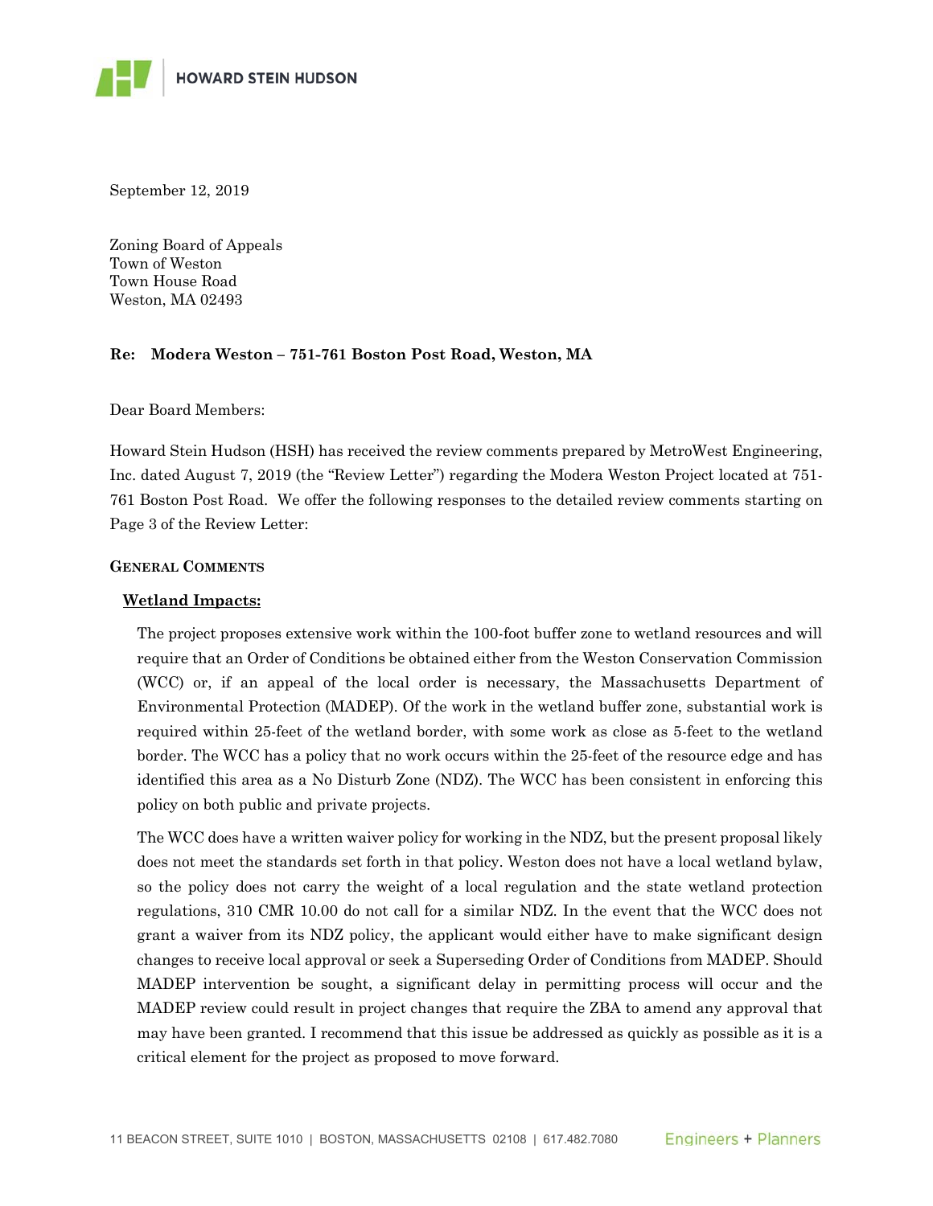September 12, 2019

Zoning Board of Appeals  
Town of Weston  
Town House Road  
Weston, MA 02493

**Re: Modera Weston – 751-761 Boston Post Road, Weston, MA**

Dear Board Members:

Howard Stein Hudson (HSH) has received the review comments prepared by MetroWest Engineering, Inc. dated August 7, 2019 (the "Review Letter") regarding the Modera Weston Project located at 751-761 Boston Post Road. We offer the following responses to the detailed review comments starting on Page 3 of the Review Letter:

**GENERAL COMMENTS**

**Wetland Impacts:**

The project proposes extensive work within the 100-foot buffer zone to wetland resources and will require that an Order of Conditions be obtained either from the Weston Conservation Commission (WCC) or, if an appeal of the local order is necessary, the Massachusetts Department of Environmental Protection (MADEP). Of the work in the wetland buffer zone, substantial work is required within 25-feet of the wetland border, with some work as close as 5-feet to the wetland border. The WCC has a policy that no work occurs within the 25-feet of the resource edge and has identified this area as a No Disturb Zone (NDZ). The WCC has been consistent in enforcing this policy on both public and private projects.

The WCC does have a written waiver policy for working in the NDZ, but the present proposal likely does not meet the standards set forth in that policy. Weston does not have a local wetland bylaw, so the policy does not carry the weight of a local regulation and the state wetland protection regulations, 310 CMR 10.00 do not call for a similar NDZ. In the event that the WCC does not grant a waiver from its NDZ policy, the applicant would either have to make significant design changes to receive local approval or seek a Superseding Order of Conditions from MADEP. Should MADEP intervention be sought, a significant delay in permitting process will occur and the MADEP review could result in project changes that require the ZBA to amend any approval that may have been granted. I recommend that this issue be addressed as quickly as possible as it is a critical element for the project as proposed to move forward.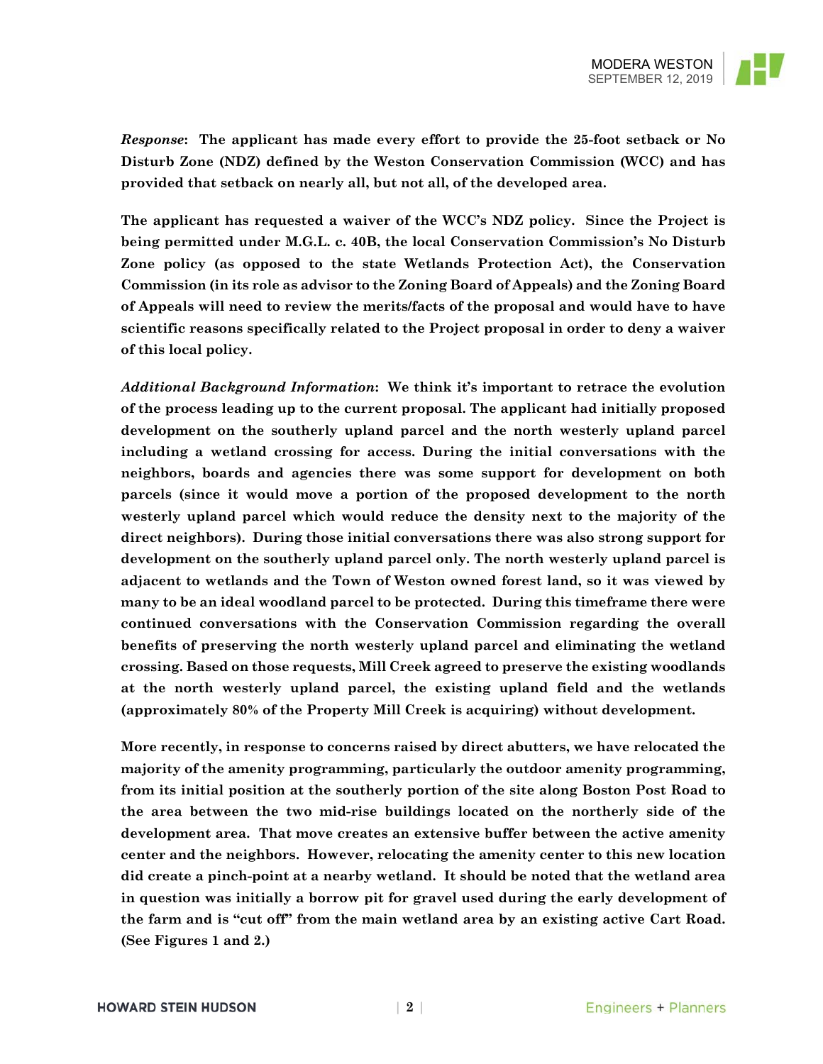***Response*****: The applicant has made every effort to provide the 25-foot setback or No Disturb Zone (NDZ) defined by the Weston Conservation Commission (WCC) and has provided that setback on nearly all, but not all, of the developed area.**

**The applicant has requested a waiver of the WCC's NDZ policy. Since the Project is being permitted under M.G.L. c. 40B, the local Conservation Commission's No Disturb Zone policy (as opposed to the state Wetlands Protection Act), the Conservation Commission (in its role as advisor to the Zoning Board of Appeals) and the Zoning Board of Appeals will need to review the merits/facts of the proposal and would have to have scientific reasons specifically related to the Project proposal in order to deny a waiver of this local policy.**

***Additional Background Information*****: We think it's important to retrace the evolution of the process leading up to the current proposal. The applicant had initially proposed development on the southerly upland parcel and the north westerly upland parcel including a wetland crossing for access. During the initial conversations with the neighbors, boards and agencies there was some support for development on both parcels (since it would move a portion of the proposed development to the north westerly upland parcel which would reduce the density next to the majority of the direct neighbors). During those initial conversations there was also strong support for development on the southerly upland parcel only. The north westerly upland parcel is adjacent to wetlands and the Town of Weston owned forest land, so it was viewed by many to be an ideal woodland parcel to be protected. During this timeframe there were continued conversations with the Conservation Commission regarding the overall benefits of preserving the north westerly upland parcel and eliminating the wetland crossing. Based on those requests, Mill Creek agreed to preserve the existing woodlands at the north westerly upland parcel, the existing upland field and the wetlands (approximately 80% of the Property Mill Creek is acquiring) without development.**

**More recently, in response to concerns raised by direct abutters, we have relocated the majority of the amenity programming, particularly the outdoor amenity programming, from its initial position at the southerly portion of the site along Boston Post Road to the area between the two mid-rise buildings located on the northerly side of the development area. That move creates an extensive buffer between the active amenity center and the neighbors. However, relocating the amenity center to this new location did create a pinch-point at a nearby wetland. It should be noted that the wetland area in question was initially a borrow pit for gravel used during the early development of the farm and is "cut off" from the main wetland area by an existing active Cart Road. (See Figures 1 and 2.)**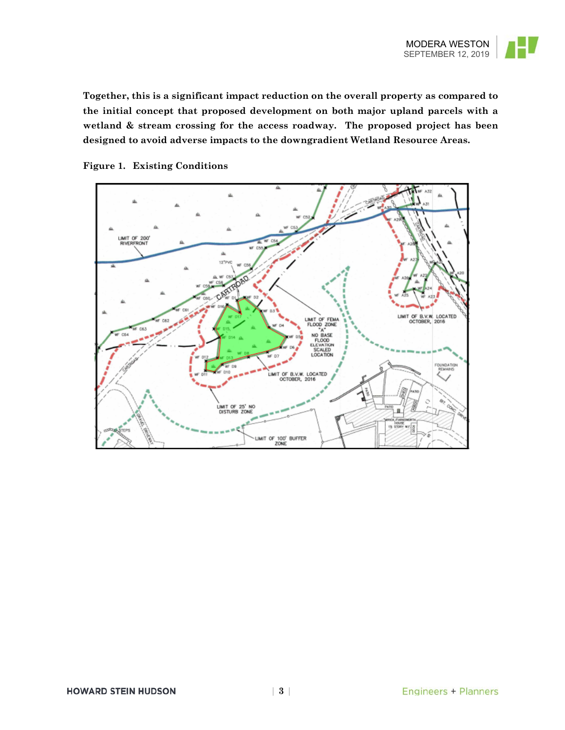**Together, this is a significant impact reduction on the overall property as compared to the initial concept that proposed development on both major upland parcels with a wetland & stream crossing for the access roadway. The proposed project has been designed to avoid adverse impacts to the downgradient Wetland Resource Areas.**

**Figure 1. Existing Conditions**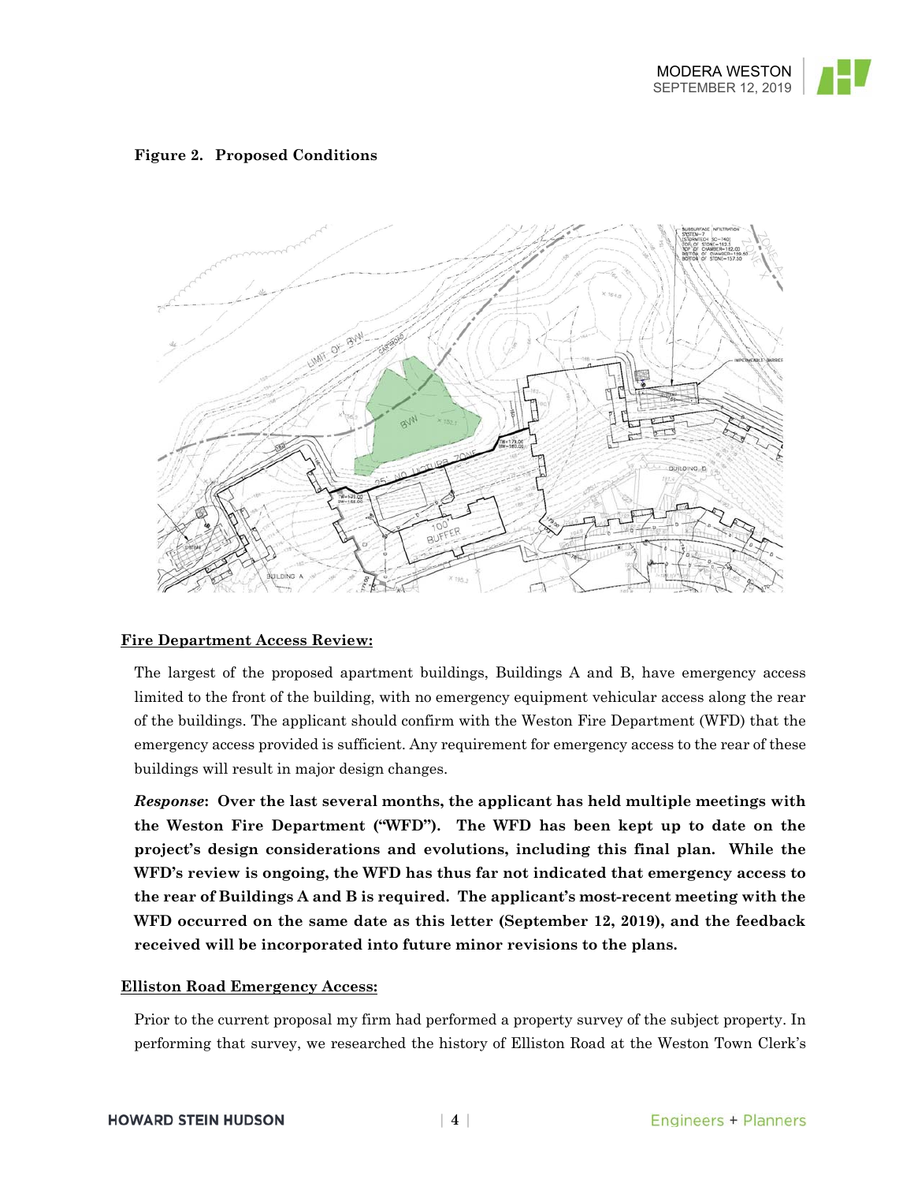**Figure 2. Proposed Conditions**

**Fire Department Access Review:**

The largest of the proposed apartment buildings, Buildings A and B, have emergency access limited to the front of the building, with no emergency equipment vehicular access along the rear of the buildings. The applicant should confirm with the Weston Fire Department (WFD) that the emergency access provided is sufficient. Any requirement for emergency access to the rear of these buildings will result in major design changes.

***Response*: Over the last several months, the applicant has held multiple meetings with the Weston Fire Department ("WFD"). The WFD has been kept up to date on the project's design considerations and evolutions, including this final plan. While the WFD's review is ongoing, the WFD has thus far not indicated that emergency access to the rear of Buildings A and B is required. The applicant's most-recent meeting with the WFD occurred on the same date as this letter (September 12, 2019), and the feedback received will be incorporated into future minor revisions to the plans.**

**Elliston Road Emergency Access:**

Prior to the current proposal my firm had performed a property survey of the subject property. In performing that survey, we researched the history of Elliston Road at the Weston Town Clerk's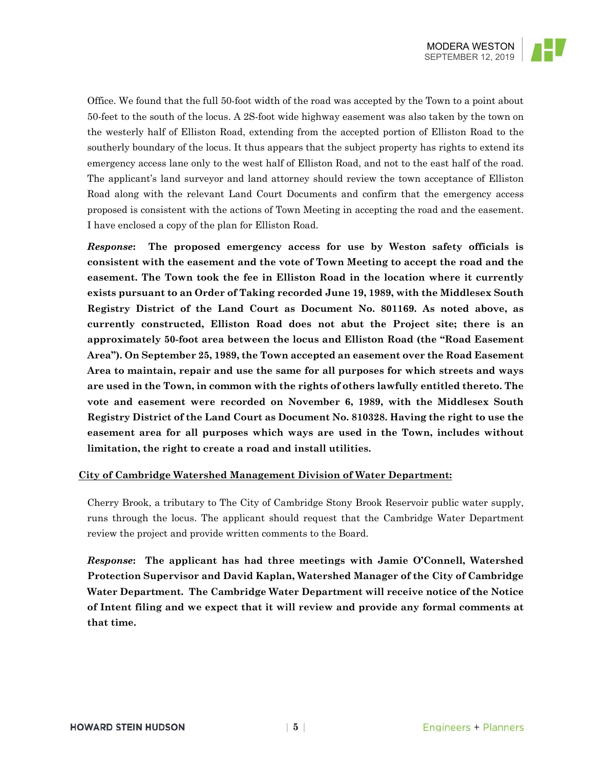Office. We found that the full 50-foot width of the road was accepted by the Town to a point about 50-feet to the south of the locus. A 2S-foot wide highway easement was also taken by the town on the westerly half of Elliston Road, extending from the accepted portion of Elliston Road to the southerly boundary of the locus. It thus appears that the subject property has rights to extend its emergency access lane only to the west half of Elliston Road, and not to the east half of the road. The applicant's land surveyor and land attorney should review the town acceptance of Elliston Road along with the relevant Land Court Documents and confirm that the emergency access proposed is consistent with the actions of Town Meeting in accepting the road and the easement. I have enclosed a copy of the plan for Elliston Road.

***Response*: The proposed emergency access for use by Weston safety officials is consistent with the easement and the vote of Town Meeting to accept the road and the easement. The Town took the fee in Elliston Road in the location where it currently exists pursuant to an Order of Taking recorded June 19, 1989, with the Middlesex South Registry District of the Land Court as Document No. 801169. As noted above, as currently constructed, Elliston Road does not abut the Project site; there is an approximately 50-foot area between the locus and Elliston Road (the "Road Easement Area"). On September 25, 1989, the Town accepted an easement over the Road Easement Area to maintain, repair and use the same for all purposes for which streets and ways are used in the Town, in common with the rights of others lawfully entitled thereto. The vote and easement were recorded on November 6, 1989, with the Middlesex South Registry District of the Land Court as Document No. 810328. Having the right to use the easement area for all purposes which ways are used in the Town, includes without limitation, the right to create a road and install utilities.**

<u>City of Cambridge Watershed Management Division of Water Department:</u>

Cherry Brook, a tributary to The City of Cambridge Stony Brook Reservoir public water supply, runs through the locus. The applicant should request that the Cambridge Water Department review the project and provide written comments to the Board.

***Response*: The applicant has had three meetings with Jamie O'Connell, Watershed Protection Supervisor and David Kaplan, Watershed Manager of the City of Cambridge Water Department. The Cambridge Water Department will receive notice of the Notice of Intent filing and we expect that it will review and provide any formal comments at that time.**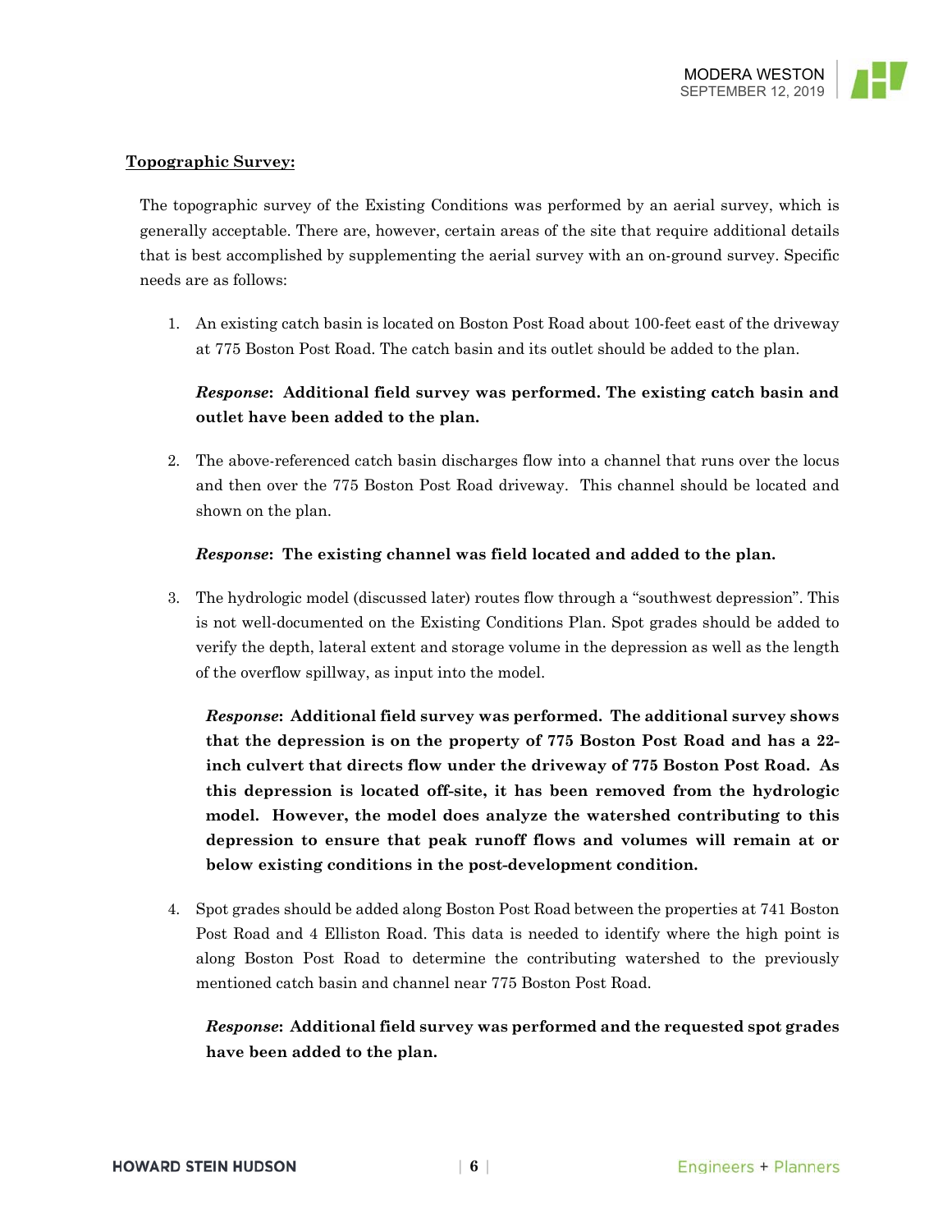**Topographic Survey:**

The topographic survey of the Existing Conditions was performed by an aerial survey, which is generally acceptable. There are, however, certain areas of the site that require additional details that is best accomplished by supplementing the aerial survey with an on-ground survey. Specific needs are as follows:

1. An existing catch basin is located on Boston Post Road about 100-feet east of the driveway at 775 Boston Post Road. The catch basin and its outlet should be added to the plan.

   ***Response*: Additional field survey was performed. The existing catch basin and outlet have been added to the plan.**

2. The above-referenced catch basin discharges flow into a channel that runs over the locus and then over the 775 Boston Post Road driveway. This channel should be located and shown on the plan.

   ***Response*: The existing channel was field located and added to the plan.**

3. The hydrologic model (discussed later) routes flow through a "southwest depression". This is not well-documented on the Existing Conditions Plan. Spot grades should be added to verify the depth, lateral extent and storage volume in the depression as well as the length of the overflow spillway, as input into the model.

   ***Response*: Additional field survey was performed. The additional survey shows that the depression is on the property of 775 Boston Post Road and has a 22-inch culvert that directs flow under the driveway of 775 Boston Post Road. As this depression is located off-site, it has been removed from the hydrologic model. However, the model does analyze the watershed contributing to this depression to ensure that peak runoff flows and volumes will remain at or below existing conditions in the post-development condition.**

4. Spot grades should be added along Boston Post Road between the properties at 741 Boston Post Road and 4 Elliston Road. This data is needed to identify where the high point is along Boston Post Road to determine the contributing watershed to the previously mentioned catch basin and channel near 775 Boston Post Road.

   ***Response*: Additional field survey was performed and the requested spot grades have been added to the plan.**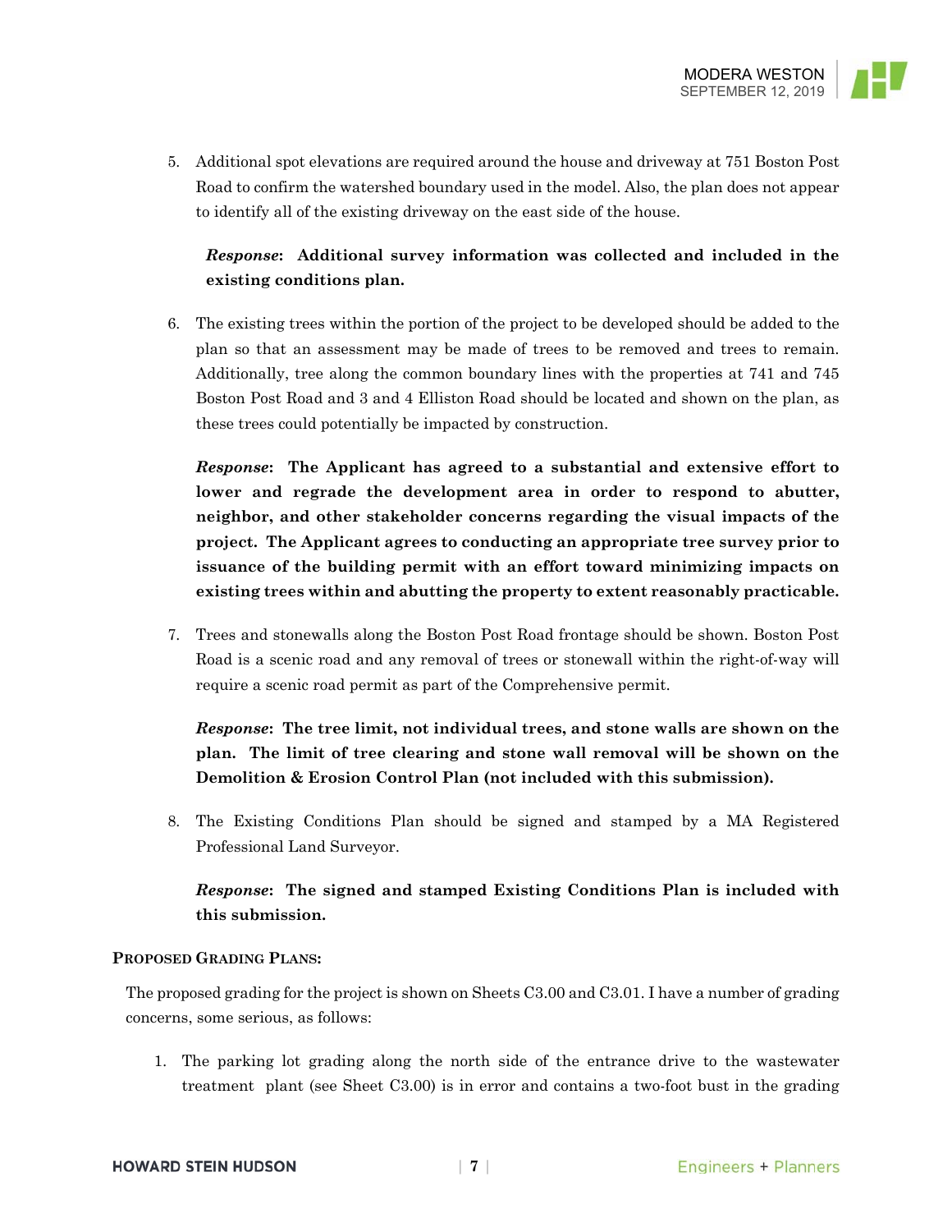5. Additional spot elevations are required around the house and driveway at 751 Boston Post Road to confirm the watershed boundary used in the model. Also, the plan does not appear to identify all of the existing driveway on the east side of the house.

   ***Response*: Additional survey information was collected and included in the existing conditions plan.**

6. The existing trees within the portion of the project to be developed should be added to the plan so that an assessment may be made of trees to be removed and trees to remain. Additionally, tree along the common boundary lines with the properties at 741 and 745 Boston Post Road and 3 and 4 Elliston Road should be located and shown on the plan, as these trees could potentially be impacted by construction.

   ***Response*: The Applicant has agreed to a substantial and extensive effort to lower and regrade the development area in order to respond to abutter, neighbor, and other stakeholder concerns regarding the visual impacts of the project. The Applicant agrees to conducting an appropriate tree survey prior to issuance of the building permit with an effort toward minimizing impacts on existing trees within and abutting the property to extent reasonably practicable.**

7. Trees and stonewalls along the Boston Post Road frontage should be shown. Boston Post Road is a scenic road and any removal of trees or stonewall within the right-of-way will require a scenic road permit as part of the Comprehensive permit.

   ***Response*: The tree limit, not individual trees, and stone walls are shown on the plan. The limit of tree clearing and stone wall removal will be shown on the Demolition & Erosion Control Plan (not included with this submission).**

8. The Existing Conditions Plan should be signed and stamped by a MA Registered Professional Land Surveyor.

   ***Response*: The signed and stamped Existing Conditions Plan is included with this submission.**

**PROPOSED GRADING PLANS:**

The proposed grading for the project is shown on Sheets C3.00 and C3.01. I have a number of grading concerns, some serious, as follows:

1. The parking lot grading along the north side of the entrance drive to the wastewater treatment plant (see Sheet C3.00) is in error and contains a two-foot bust in the grading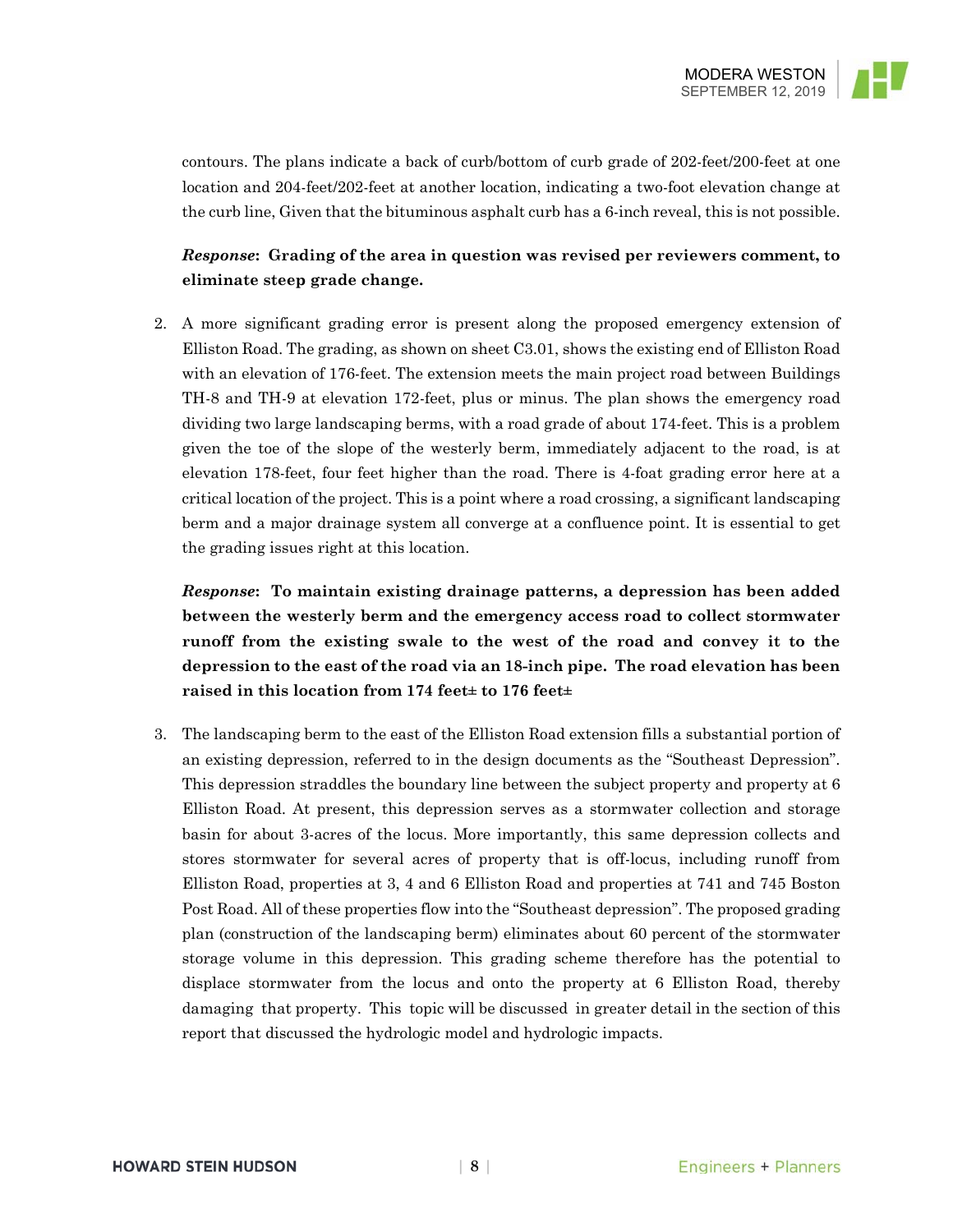contours. The plans indicate a back of curb/bottom of curb grade of 202-feet/200-feet at one location and 204-feet/202-feet at another location, indicating a two-foot elevation change at the curb line, Given that the bituminous asphalt curb has a 6-inch reveal, this is not possible.

***Response*:** **Grading of the area in question was revised per reviewers comment, to eliminate steep grade change.**

2. A more significant grading error is present along the proposed emergency extension of Elliston Road. The grading, as shown on sheet C3.01, shows the existing end of Elliston Road with an elevation of 176-feet. The extension meets the main project road between Buildings TH-8 and TH-9 at elevation 172-feet, plus or minus. The plan shows the emergency road dividing two large landscaping berms, with a road grade of about 174-feet. This is a problem given the toe of the slope of the westerly berm, immediately adjacent to the road, is at elevation 178-feet, four feet higher than the road. There is 4-foat grading error here at a critical location of the project. This is a point where a road crossing, a significant landscaping berm and a major drainage system all converge at a confluence point. It is essential to get the grading issues right at this location.

   ***Response*:** **To maintain existing drainage patterns, a depression has been added between the westerly berm and the emergency access road to collect stormwater runoff from the existing swale to the west of the road and convey it to the depression to the east of the road via an 18-inch pipe. The road elevation has been raised in this location from 174 feet± to 176 feet±**

3. The landscaping berm to the east of the Elliston Road extension fills a substantial portion of an existing depression, referred to in the design documents as the "Southeast Depression". This depression straddles the boundary line between the subject property and property at 6 Elliston Road. At present, this depression serves as a stormwater collection and storage basin for about 3-acres of the locus. More importantly, this same depression collects and stores stormwater for several acres of property that is off-locus, including runoff from Elliston Road, properties at 3, 4 and 6 Elliston Road and properties at 741 and 745 Boston Post Road. All of these properties flow into the "Southeast depression". The proposed grading plan (construction of the landscaping berm) eliminates about 60 percent of the stormwater storage volume in this depression. This grading scheme therefore has the potential to displace stormwater from the locus and onto the property at 6 Elliston Road, thereby damaging that property. This topic will be discussed in greater detail in the section of this report that discussed the hydrologic model and hydrologic impacts.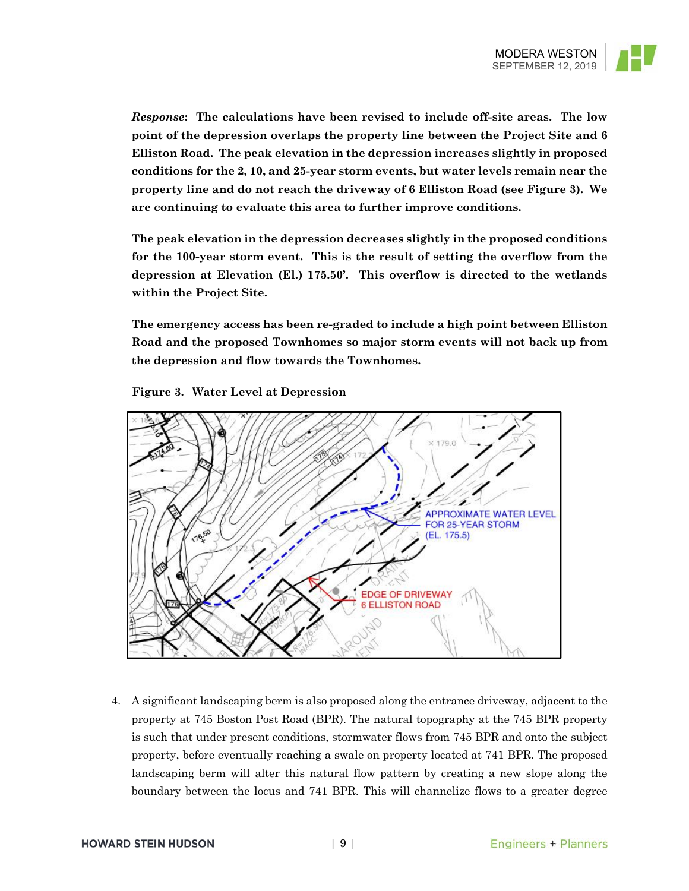***Response*: The calculations have been revised to include off-site areas. The low point of the depression overlaps the property line between the Project Site and 6 Elliston Road. The peak elevation in the depression increases slightly in proposed conditions for the 2, 10, and 25-year storm events, but water levels remain near the property line and do not reach the driveway of 6 Elliston Road (see Figure 3). We are continuing to evaluate this area to further improve conditions.**

**The peak elevation in the depression decreases slightly in the proposed conditions for the 100-year storm event. This is the result of setting the overflow from the depression at Elevation (El.) 175.50'. This overflow is directed to the wetlands within the Project Site.**

**The emergency access has been re-graded to include a high point between Elliston Road and the proposed Townhomes so major storm events will not back up from the depression and flow towards the Townhomes.**

**Figure 3. Water Level at Depression**

4. A significant landscaping berm is also proposed along the entrance driveway, adjacent to the property at 745 Boston Post Road (BPR). The natural topography at the 745 BPR property is such that under present conditions, stormwater flows from 745 BPR and onto the subject property, before eventually reaching a swale on property located at 741 BPR. The proposed landscaping berm will alter this natural flow pattern by creating a new slope along the boundary between the locus and 741 BPR. This will channelize flows to a greater degree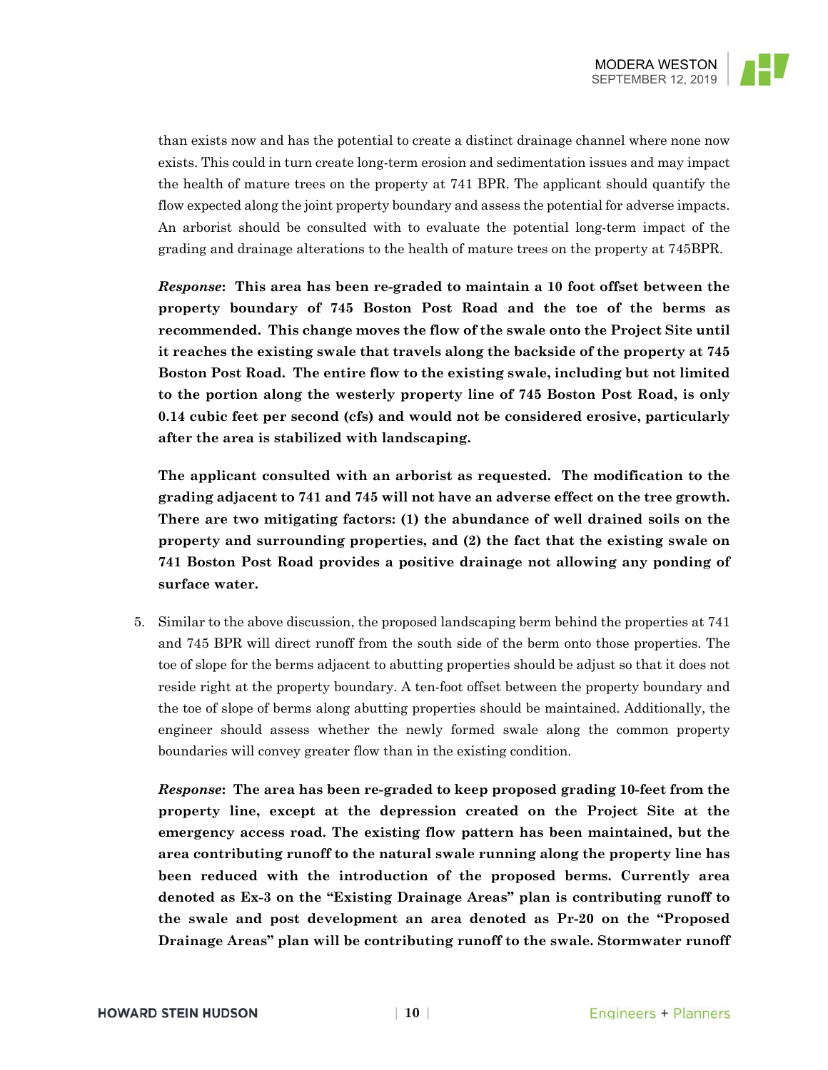than exists now and has the potential to create a distinct drainage channel where none now exists. This could in turn create long-term erosion and sedimentation issues and may impact the health of mature trees on the property at 741 BPR. The applicant should quantify the flow expected along the joint property boundary and assess the potential for adverse impacts. An arborist should be consulted with to evaluate the potential long-term impact of the grading and drainage alterations to the health of mature trees on the property at 745BPR.

***Response*: This area has been re-graded to maintain a 10 foot offset between the property boundary of 745 Boston Post Road and the toe of the berms as recommended. This change moves the flow of the swale onto the Project Site until it reaches the existing swale that travels along the backside of the property at 745 Boston Post Road. The entire flow to the existing swale, including but not limited to the portion along the westerly property line of 745 Boston Post Road, is only 0.14 cubic feet per second (cfs) and would not be considered erosive, particularly after the area is stabilized with landscaping.**

**The applicant consulted with an arborist as requested. The modification to the grading adjacent to 741 and 745 will not have an adverse effect on the tree growth. There are two mitigating factors: (1) the abundance of well drained soils on the property and surrounding properties, and (2) the fact that the existing swale on 741 Boston Post Road provides a positive drainage not allowing any ponding of surface water.**

5. Similar to the above discussion, the proposed landscaping berm behind the properties at 741 and 745 BPR will direct runoff from the south side of the berm onto those properties. The toe of slope for the berms adjacent to abutting properties should be adjust so that it does not reside right at the property boundary. A ten-foot offset between the property boundary and the toe of slope of berms along abutting properties should be maintained. Additionally, the engineer should assess whether the newly formed swale along the common property boundaries will convey greater flow than in the existing condition.

   ***Response*: The area has been re-graded to keep proposed grading 10-feet from the property line, except at the depression created on the Project Site at the emergency access road. The existing flow pattern has been maintained, but the area contributing runoff to the natural swale running along the property line has been reduced with the introduction of the proposed berms. Currently area denoted as Ex-3 on the "Existing Drainage Areas" plan is contributing runoff to the swale and post development an area denoted as Pr-20 on the "Proposed Drainage Areas" plan will be contributing runoff to the swale. Stormwater runoff**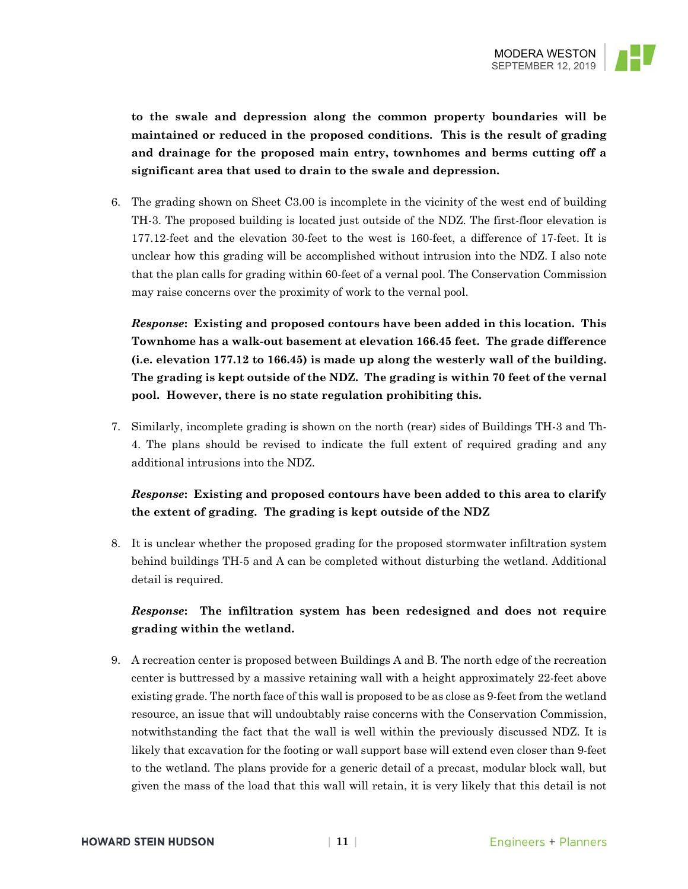**to the swale and depression along the common property boundaries will be maintained or reduced in the proposed conditions. This is the result of grading and drainage for the proposed main entry, townhomes and berms cutting off a significant area that used to drain to the swale and depression.**

6. The grading shown on Sheet C3.00 is incomplete in the vicinity of the west end of building TH-3. The proposed building is located just outside of the NDZ. The first-floor elevation is 177.12-feet and the elevation 30-feet to the west is 160-feet, a difference of 17-feet. It is unclear how this grading will be accomplished without intrusion into the NDZ. I also note that the plan calls for grading within 60-feet of a vernal pool. The Conservation Commission may raise concerns over the proximity of work to the vernal pool.

   ***Response*: Existing and proposed contours have been added in this location. This Townhome has a walk-out basement at elevation 166.45 feet. The grade difference (i.e. elevation 177.12 to 166.45) is made up along the westerly wall of the building. The grading is kept outside of the NDZ. The grading is within 70 feet of the vernal pool. However, there is no state regulation prohibiting this.**

7. Similarly, incomplete grading is shown on the north (rear) sides of Buildings TH-3 and Th-4. The plans should be revised to indicate the full extent of required grading and any additional intrusions into the NDZ.

   ***Response*: Existing and proposed contours have been added to this area to clarify the extent of grading. The grading is kept outside of the NDZ**

8. It is unclear whether the proposed grading for the proposed stormwater infiltration system behind buildings TH-5 and A can be completed without disturbing the wetland. Additional detail is required.

   ***Response*: The infiltration system has been redesigned and does not require grading within the wetland.**

9. A recreation center is proposed between Buildings A and B. The north edge of the recreation center is buttressed by a massive retaining wall with a height approximately 22-feet above existing grade. The north face of this wall is proposed to be as close as 9-feet from the wetland resource, an issue that will undoubtably raise concerns with the Conservation Commission, notwithstanding the fact that the wall is well within the previously discussed NDZ. It is likely that excavation for the footing or wall support base will extend even closer than 9-feet to the wetland. The plans provide for a generic detail of a precast, modular block wall, but given the mass of the load that this wall will retain, it is very likely that this detail is not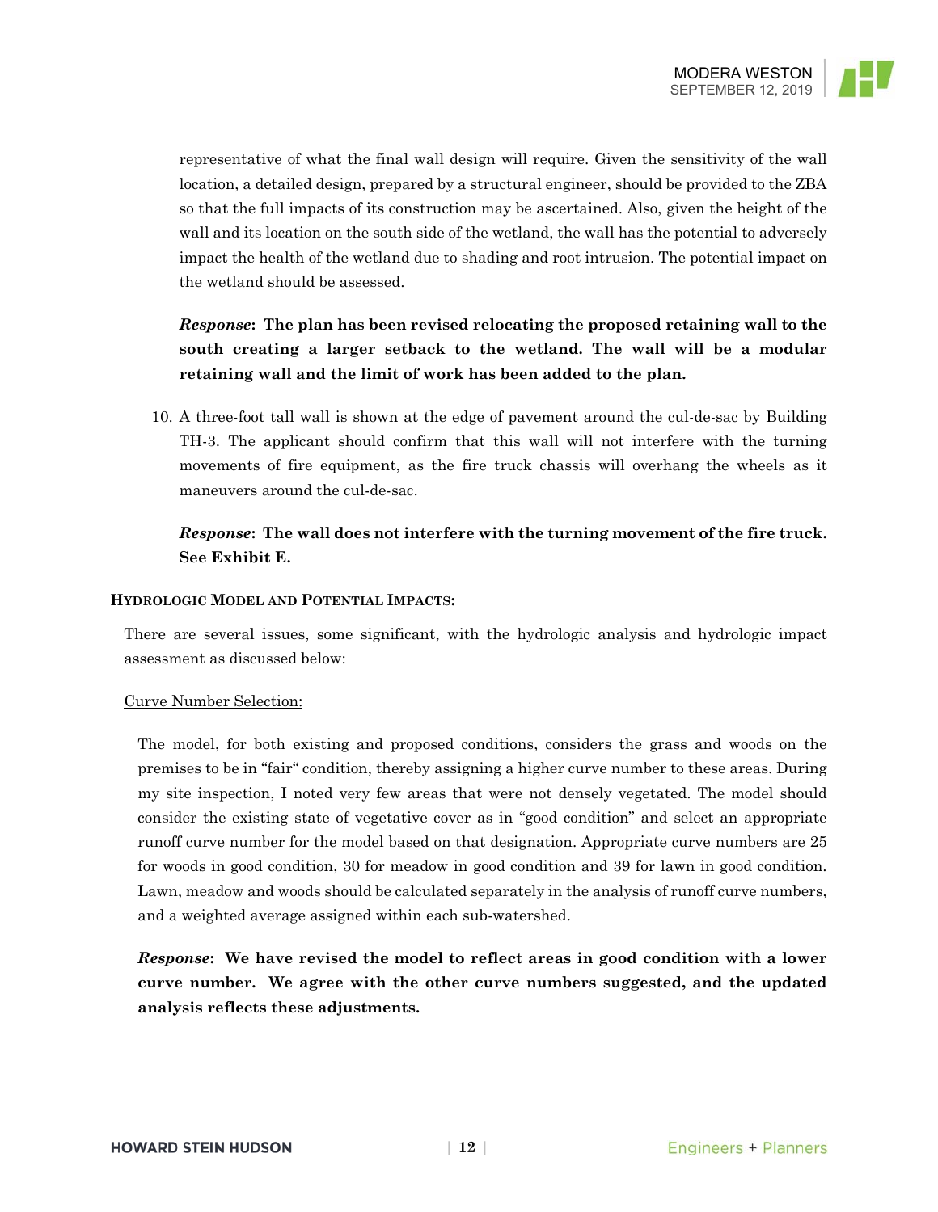representative of what the final wall design will require. Given the sensitivity of the wall location, a detailed design, prepared by a structural engineer, should be provided to the ZBA so that the full impacts of its construction may be ascertained. Also, given the height of the wall and its location on the south side of the wetland, the wall has the potential to adversely impact the health of the wetland due to shading and root intrusion. The potential impact on the wetland should be assessed.

***Response*: The plan has been revised relocating the proposed retaining wall to the south creating a larger setback to the wetland. The wall will be a modular retaining wall and the limit of work has been added to the plan.**

10. A three-foot tall wall is shown at the edge of pavement around the cul-de-sac by Building TH-3. The applicant should confirm that this wall will not interfere with the turning movements of fire equipment, as the fire truck chassis will overhang the wheels as it maneuvers around the cul-de-sac.

    ***Response*: The wall does not interfere with the turning movement of the fire truck. See Exhibit E.**

**HYDROLOGIC MODEL AND POTENTIAL IMPACTS:**

There are several issues, some significant, with the hydrologic analysis and hydrologic impact assessment as discussed below:

Curve Number Selection:

The model, for both existing and proposed conditions, considers the grass and woods on the premises to be in "fair" condition, thereby assigning a higher curve number to these areas. During my site inspection, I noted very few areas that were not densely vegetated. The model should consider the existing state of vegetative cover as in "good condition" and select an appropriate runoff curve number for the model based on that designation. Appropriate curve numbers are 25 for woods in good condition, 30 for meadow in good condition and 39 for lawn in good condition. Lawn, meadow and woods should be calculated separately in the analysis of runoff curve numbers, and a weighted average assigned within each sub-watershed.

***Response*: We have revised the model to reflect areas in good condition with a lower curve number. We agree with the other curve numbers suggested, and the updated analysis reflects these adjustments.**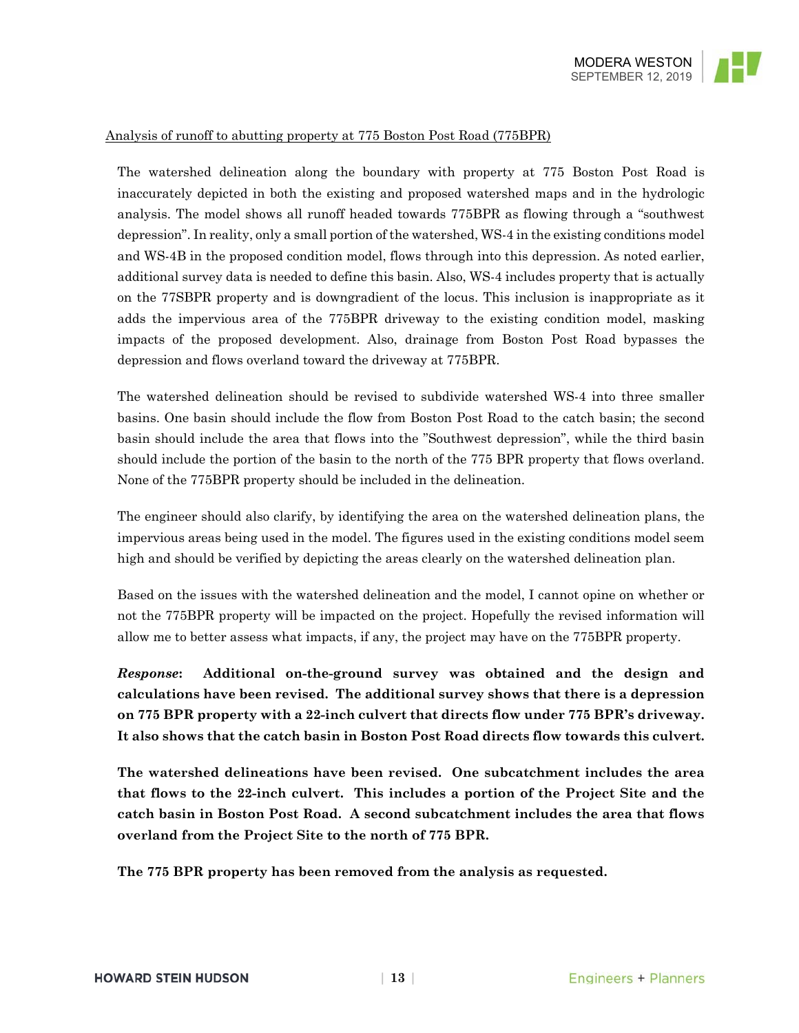Analysis of runoff to abutting property at 775 Boston Post Road (775BPR)

The watershed delineation along the boundary with property at 775 Boston Post Road is inaccurately depicted in both the existing and proposed watershed maps and in the hydrologic analysis. The model shows all runoff headed towards 775BPR as flowing through a "southwest depression". In reality, only a small portion of the watershed, WS-4 in the existing conditions model and WS-4B in the proposed condition model, flows through into this depression. As noted earlier, additional survey data is needed to define this basin. Also, WS-4 includes property that is actually on the 77SBPR property and is downgradient of the locus. This inclusion is inappropriate as it adds the impervious area of the 775BPR driveway to the existing condition model, masking impacts of the proposed development. Also, drainage from Boston Post Road bypasses the depression and flows overland toward the driveway at 775BPR.

The watershed delineation should be revised to subdivide watershed WS-4 into three smaller basins. One basin should include the flow from Boston Post Road to the catch basin; the second basin should include the area that flows into the "Southwest depression", while the third basin should include the portion of the basin to the north of the 775 BPR property that flows overland. None of the 775BPR property should be included in the delineation.

The engineer should also clarify, by identifying the area on the watershed delineation plans, the impervious areas being used in the model. The figures used in the existing conditions model seem high and should be verified by depicting the areas clearly on the watershed delineation plan.

Based on the issues with the watershed delineation and the model, I cannot opine on whether or not the 775BPR property will be impacted on the project. Hopefully the revised information will allow me to better assess what impacts, if any, the project may have on the 775BPR property.

***Response*:** **Additional on-the-ground survey was obtained and the design and calculations have been revised. The additional survey shows that there is a depression on 775 BPR property with a 22-inch culvert that directs flow under 775 BPR's driveway. It also shows that the catch basin in Boston Post Road directs flow towards this culvert.**

**The watershed delineations have been revised. One subcatchment includes the area that flows to the 22-inch culvert. This includes a portion of the Project Site and the catch basin in Boston Post Road. A second subcatchment includes the area that flows overland from the Project Site to the north of 775 BPR.**

**The 775 BPR property has been removed from the analysis as requested.**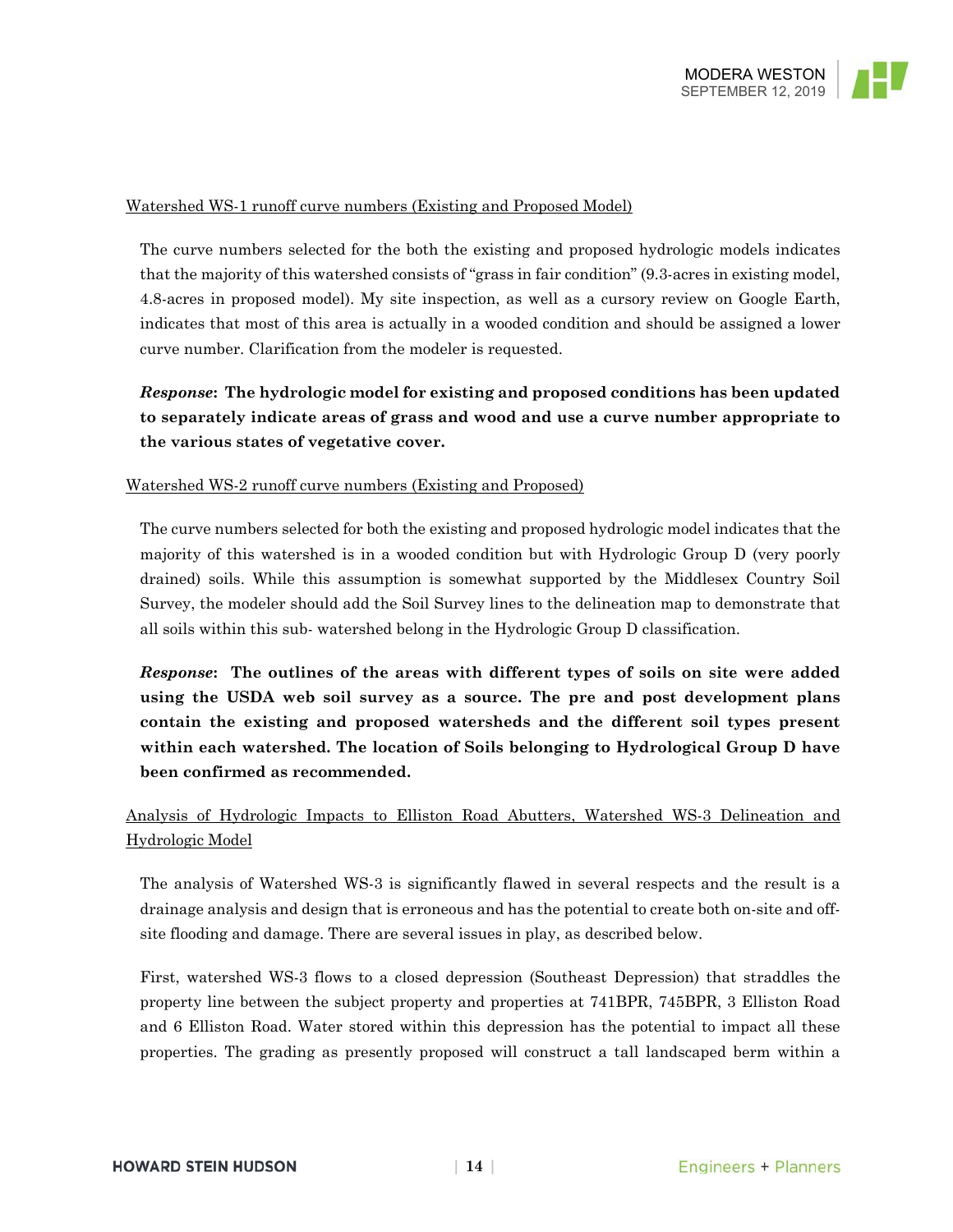Watershed WS-1 runoff curve numbers (Existing and Proposed Model)

The curve numbers selected for the both the existing and proposed hydrologic models indicates that the majority of this watershed consists of "grass in fair condition" (9.3-acres in existing model, 4.8-acres in proposed model). My site inspection, as well as a cursory review on Google Earth, indicates that most of this area is actually in a wooded condition and should be assigned a lower curve number. Clarification from the modeler is requested.

***Response*: The hydrologic model for existing and proposed conditions has been updated to separately indicate areas of grass and wood and use a curve number appropriate to the various states of vegetative cover.**

Watershed WS-2 runoff curve numbers (Existing and Proposed)

The curve numbers selected for both the existing and proposed hydrologic model indicates that the majority of this watershed is in a wooded condition but with Hydrologic Group D (very poorly drained) soils. While this assumption is somewhat supported by the Middlesex Country Soil Survey, the modeler should add the Soil Survey lines to the delineation map to demonstrate that all soils within this sub- watershed belong in the Hydrologic Group D classification.

***Response*: The outlines of the areas with different types of soils on site were added using the USDA web soil survey as a source. The pre and post development plans contain the existing and proposed watersheds and the different soil types present within each watershed. The location of Soils belonging to Hydrological Group D have been confirmed as recommended.**

Analysis of Hydrologic Impacts to Elliston Road Abutters, Watershed WS-3 Delineation and Hydrologic Model

The analysis of Watershed WS-3 is significantly flawed in several respects and the result is a drainage analysis and design that is erroneous and has the potential to create both on-site and off-site flooding and damage. There are several issues in play, as described below.

First, watershed WS-3 flows to a closed depression (Southeast Depression) that straddles the property line between the subject property and properties at 741BPR, 745BPR, 3 Elliston Road and 6 Elliston Road. Water stored within this depression has the potential to impact all these properties. The grading as presently proposed will construct a tall landscaped berm within a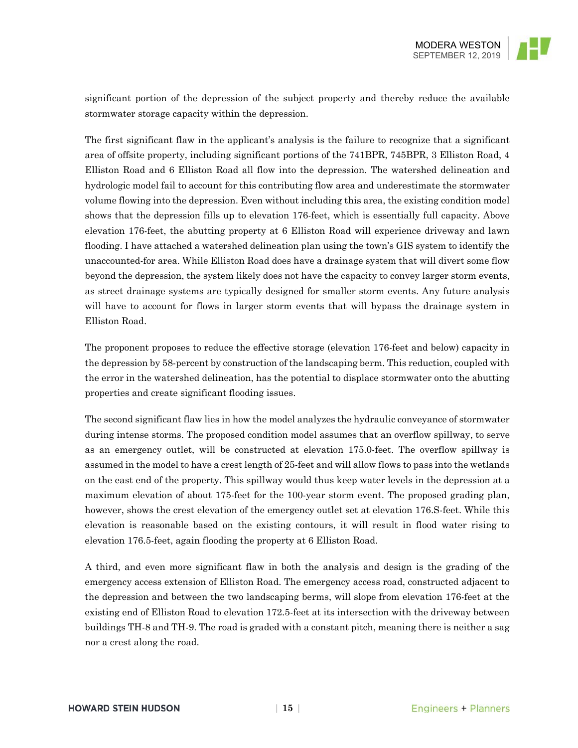significant portion of the depression of the subject property and thereby reduce the available stormwater storage capacity within the depression.

The first significant flaw in the applicant's analysis is the failure to recognize that a significant area of offsite property, including significant portions of the 741BPR, 745BPR, 3 Elliston Road, 4 Elliston Road and 6 Elliston Road all flow into the depression. The watershed delineation and hydrologic model fail to account for this contributing flow area and underestimate the stormwater volume flowing into the depression. Even without including this area, the existing condition model shows that the depression fills up to elevation 176-feet, which is essentially full capacity. Above elevation 176-feet, the abutting property at 6 Elliston Road will experience driveway and lawn flooding. I have attached a watershed delineation plan using the town's GIS system to identify the unaccounted-for area. While Elliston Road does have a drainage system that will divert some flow beyond the depression, the system likely does not have the capacity to convey larger storm events, as street drainage systems are typically designed for smaller storm events. Any future analysis will have to account for flows in larger storm events that will bypass the drainage system in Elliston Road.

The proponent proposes to reduce the effective storage (elevation 176-feet and below) capacity in the depression by 58-percent by construction of the landscaping berm. This reduction, coupled with the error in the watershed delineation, has the potential to displace stormwater onto the abutting properties and create significant flooding issues.

The second significant flaw lies in how the model analyzes the hydraulic conveyance of stormwater during intense storms. The proposed condition model assumes that an overflow spillway, to serve as an emergency outlet, will be constructed at elevation 175.0-feet. The overflow spillway is assumed in the model to have a crest length of 25-feet and will allow flows to pass into the wetlands on the east end of the property. This spillway would thus keep water levels in the depression at a maximum elevation of about 175-feet for the 100-year storm event. The proposed grading plan, however, shows the crest elevation of the emergency outlet set at elevation 176.S-feet. While this elevation is reasonable based on the existing contours, it will result in flood water rising to elevation 176.5-feet, again flooding the property at 6 Elliston Road.

A third, and even more significant flaw in both the analysis and design is the grading of the emergency access extension of Elliston Road. The emergency access road, constructed adjacent to the depression and between the two landscaping berms, will slope from elevation 176-feet at the existing end of Elliston Road to elevation 172.5-feet at its intersection with the driveway between buildings TH-8 and TH-9. The road is graded with a constant pitch, meaning there is neither a sag nor a crest along the road.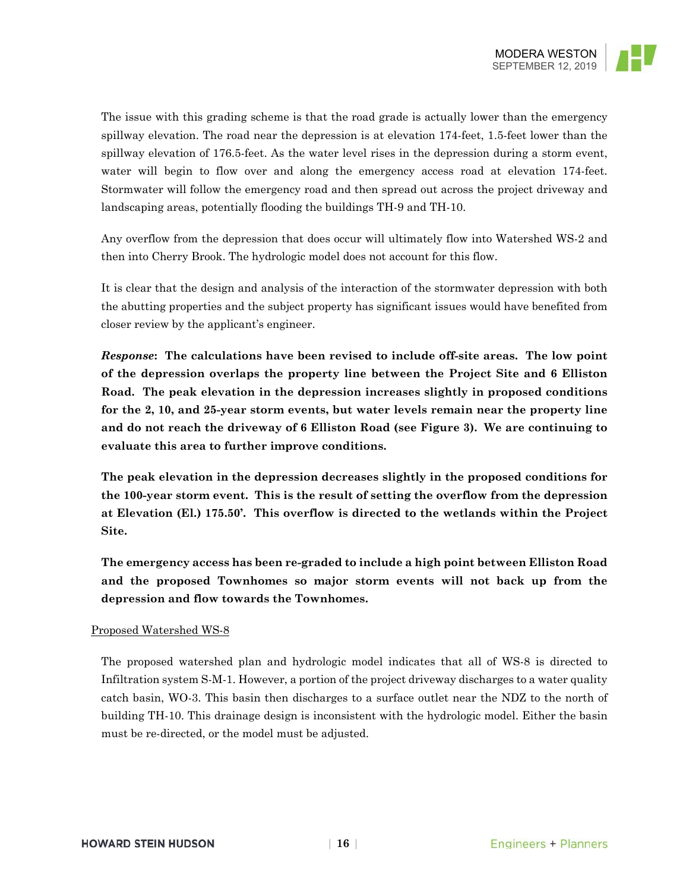The issue with this grading scheme is that the road grade is actually lower than the emergency spillway elevation. The road near the depression is at elevation 174-feet, 1.5-feet lower than the spillway elevation of 176.5-feet. As the water level rises in the depression during a storm event, water will begin to flow over and along the emergency access road at elevation 174-feet. Stormwater will follow the emergency road and then spread out across the project driveway and landscaping areas, potentially flooding the buildings TH-9 and TH-10.

Any overflow from the depression that does occur will ultimately flow into Watershed WS-2 and then into Cherry Brook. The hydrologic model does not account for this flow.

It is clear that the design and analysis of the interaction of the stormwater depression with both the abutting properties and the subject property has significant issues would have benefited from closer review by the applicant's engineer.

***Response*: The calculations have been revised to include off-site areas. The low point of the depression overlaps the property line between the Project Site and 6 Elliston Road. The peak elevation in the depression increases slightly in proposed conditions for the 2, 10, and 25-year storm events, but water levels remain near the property line and do not reach the driveway of 6 Elliston Road (see Figure 3). We are continuing to evaluate this area to further improve conditions.**

**The peak elevation in the depression decreases slightly in the proposed conditions for the 100-year storm event. This is the result of setting the overflow from the depression at Elevation (El.) 175.50'. This overflow is directed to the wetlands within the Project Site.**

**The emergency access has been re-graded to include a high point between Elliston Road and the proposed Townhomes so major storm events will not back up from the depression and flow towards the Townhomes.**

Proposed Watershed WS-8

The proposed watershed plan and hydrologic model indicates that all of WS-8 is directed to Infiltration system S-M-1. However, a portion of the project driveway discharges to a water quality catch basin, WO-3. This basin then discharges to a surface outlet near the NDZ to the north of building TH-10. This drainage design is inconsistent with the hydrologic model. Either the basin must be re-directed, or the model must be adjusted.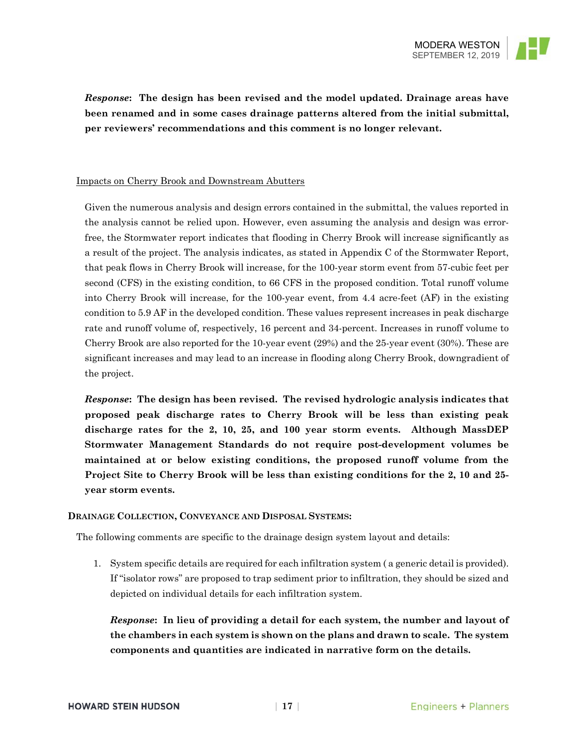***Response*: The design has been revised and the model updated. Drainage areas have been renamed and in some cases drainage patterns altered from the initial submittal, per reviewers' recommendations and this comment is no longer relevant.**

Impacts on Cherry Brook and Downstream Abutters

Given the numerous analysis and design errors contained in the submittal, the values reported in the analysis cannot be relied upon. However, even assuming the analysis and design was error-free, the Stormwater report indicates that flooding in Cherry Brook will increase significantly as a result of the project. The analysis indicates, as stated in Appendix C of the Stormwater Report, that peak flows in Cherry Brook will increase, for the 100-year storm event from 57-cubic feet per second (CFS) in the existing condition, to 66 CFS in the proposed condition. Total runoff volume into Cherry Brook will increase, for the 100-year event, from 4.4 acre-feet (AF) in the existing condition to 5.9 AF in the developed condition. These values represent increases in peak discharge rate and runoff volume of, respectively, 16 percent and 34-percent. Increases in runoff volume to Cherry Brook are also reported for the 10-year event (29%) and the 25-year event (30%). These are significant increases and may lead to an increase in flooding along Cherry Brook, downgradient of the project.

***Response*: The design has been revised. The revised hydrologic analysis indicates that proposed peak discharge rates to Cherry Brook will be less than existing peak discharge rates for the 2, 10, 25, and 100 year storm events. Although MassDEP Stormwater Management Standards do not require post-development volumes be maintained at or below existing conditions, the proposed runoff volume from the Project Site to Cherry Brook will be less than existing conditions for the 2, 10 and 25-year storm events.**

**DRAINAGE COLLECTION, CONVEYANCE AND DISPOSAL SYSTEMS:**

The following comments are specific to the drainage design system layout and details:

1. System specific details are required for each infiltration system ( a generic detail is provided). If "isolator rows" are proposed to trap sediment prior to infiltration, they should be sized and depicted on individual details for each infiltration system.

   ***Response*: In lieu of providing a detail for each system, the number and layout of the chambers in each system is shown on the plans and drawn to scale. The system components and quantities are indicated in narrative form on the details.**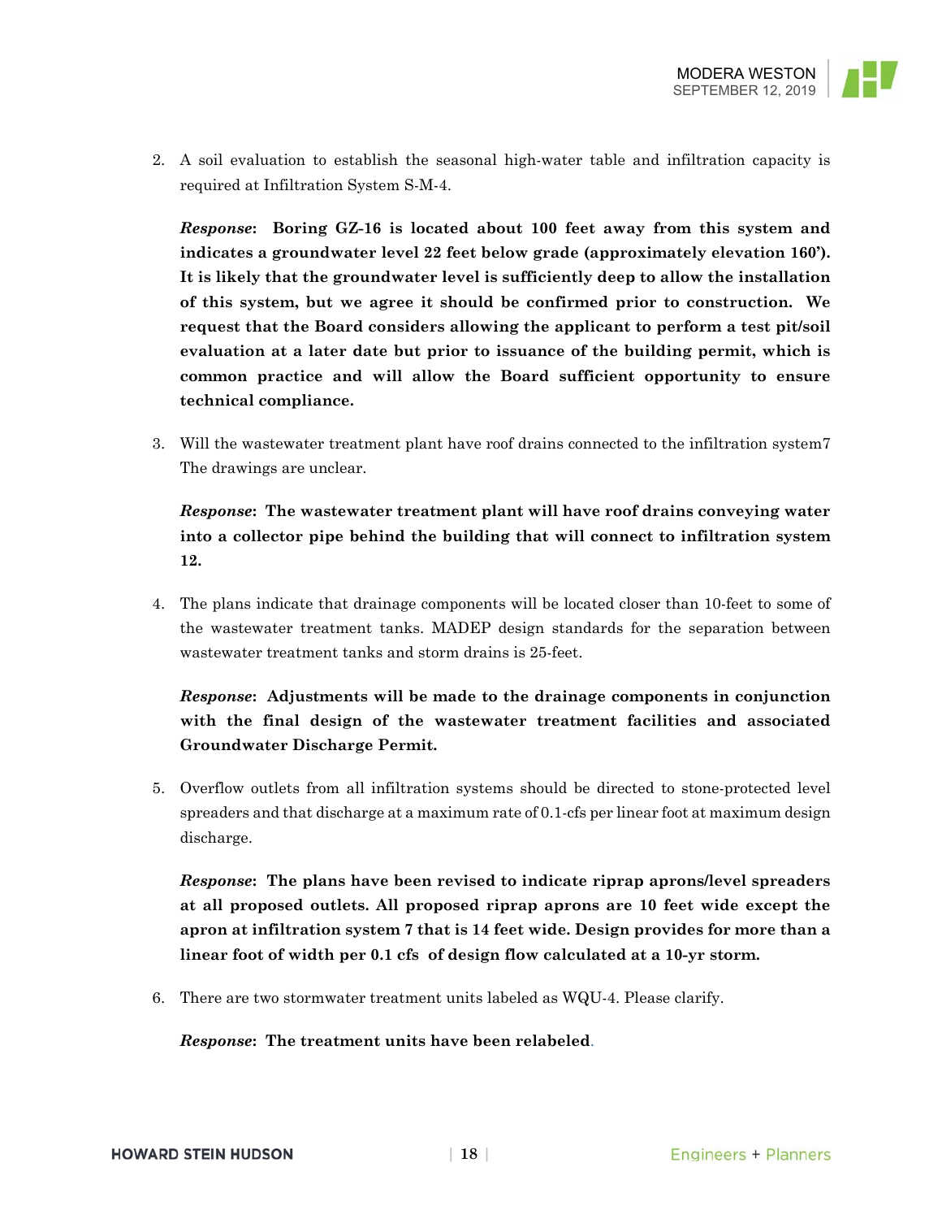2. A soil evaluation to establish the seasonal high-water table and infiltration capacity is required at Infiltration System S-M-4.

   ***Response*: Boring GZ-16 is located about 100 feet away from this system and indicates a groundwater level 22 feet below grade (approximately elevation 160'). It is likely that the groundwater level is sufficiently deep to allow the installation of this system, but we agree it should be confirmed prior to construction. We request that the Board considers allowing the applicant to perform a test pit/soil evaluation at a later date but prior to issuance of the building permit, which is common practice and will allow the Board sufficient opportunity to ensure technical compliance.**

3. Will the wastewater treatment plant have roof drains connected to the infiltration system7 The drawings are unclear.

   ***Response*: The wastewater treatment plant will have roof drains conveying water into a collector pipe behind the building that will connect to infiltration system 12.**

4. The plans indicate that drainage components will be located closer than 10-feet to some of the wastewater treatment tanks. MADEP design standards for the separation between wastewater treatment tanks and storm drains is 25-feet.

   ***Response*: Adjustments will be made to the drainage components in conjunction with the final design of the wastewater treatment facilities and associated Groundwater Discharge Permit.**

5. Overflow outlets from all infiltration systems should be directed to stone-protected level spreaders and that discharge at a maximum rate of 0.1-cfs per linear foot at maximum design discharge.

   ***Response*: The plans have been revised to indicate riprap aprons/level spreaders at all proposed outlets. All proposed riprap aprons are 10 feet wide except the apron at infiltration system 7 that is 14 feet wide. Design provides for more than a linear foot of width per 0.1 cfs of design flow calculated at a 10-yr storm.**

6. There are two stormwater treatment units labeled as WQU-4. Please clarify.

   ***Response*: The treatment units have been relabeled.**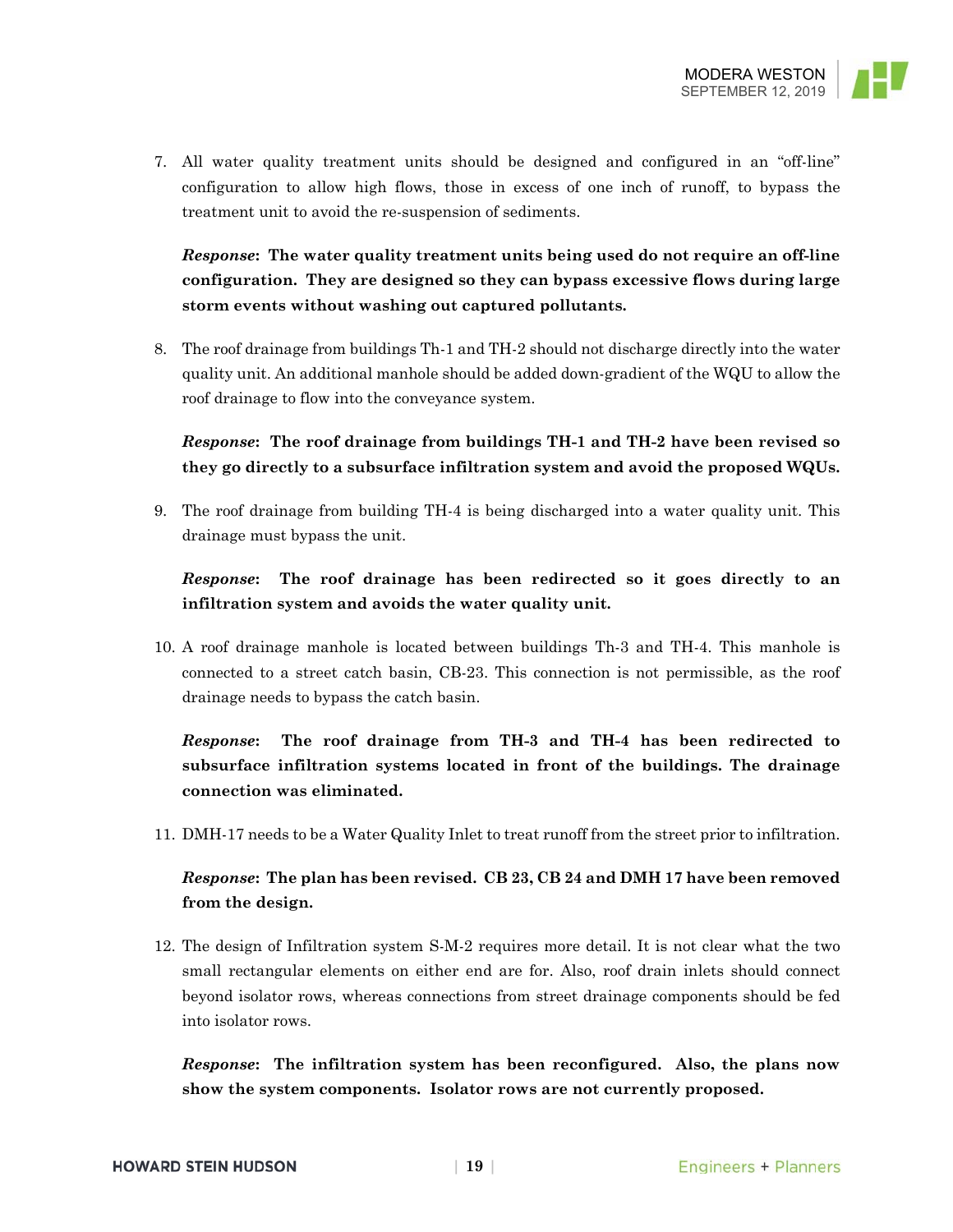7. All water quality treatment units should be designed and configured in an "off-line" configuration to allow high flows, those in excess of one inch of runoff, to bypass the treatment unit to avoid the re-suspension of sediments.

   ***Response*: The water quality treatment units being used do not require an off-line configuration. They are designed so they can bypass excessive flows during large storm events without washing out captured pollutants.**

8. The roof drainage from buildings Th-1 and TH-2 should not discharge directly into the water quality unit. An additional manhole should be added down-gradient of the WQU to allow the roof drainage to flow into the conveyance system.

   ***Response*: The roof drainage from buildings TH-1 and TH-2 have been revised so they go directly to a subsurface infiltration system and avoid the proposed WQUs.**

9. The roof drainage from building TH-4 is being discharged into a water quality unit. This drainage must bypass the unit.

   ***Response*: The roof drainage has been redirected so it goes directly to an infiltration system and avoids the water quality unit.**

10. A roof drainage manhole is located between buildings Th-3 and TH-4. This manhole is connected to a street catch basin, CB-23. This connection is not permissible, as the roof drainage needs to bypass the catch basin.

    ***Response*: The roof drainage from TH-3 and TH-4 has been redirected to subsurface infiltration systems located in front of the buildings. The drainage connection was eliminated.**

11. DMH-17 needs to be a Water Quality Inlet to treat runoff from the street prior to infiltration.

    ***Response*: The plan has been revised. CB 23, CB 24 and DMH 17 have been removed from the design.**

12. The design of Infiltration system S-M-2 requires more detail. It is not clear what the two small rectangular elements on either end are for. Also, roof drain inlets should connect beyond isolator rows, whereas connections from street drainage components should be fed into isolator rows.

    ***Response*: The infiltration system has been reconfigured. Also, the plans now show the system components. Isolator rows are not currently proposed.**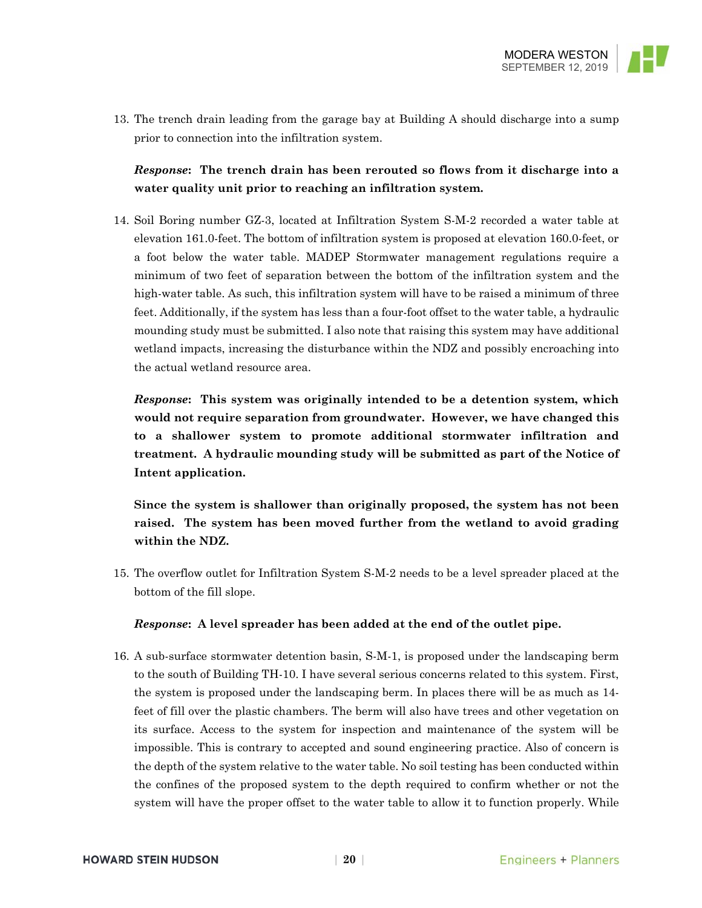13. The trench drain leading from the garage bay at Building A should discharge into a sump prior to connection into the infiltration system.

    ***Response*****: The trench drain has been rerouted so flows from it discharge into a water quality unit prior to reaching an infiltration system.**

14. Soil Boring number GZ-3, located at Infiltration System S-M-2 recorded a water table at elevation 161.0-feet. The bottom of infiltration system is proposed at elevation 160.0-feet, or a foot below the water table. MADEP Stormwater management regulations require a minimum of two feet of separation between the bottom of the infiltration system and the high-water table. As such, this infiltration system will have to be raised a minimum of three feet. Additionally, if the system has less than a four-foot offset to the water table, a hydraulic mounding study must be submitted. I also note that raising this system may have additional wetland impacts, increasing the disturbance within the NDZ and possibly encroaching into the actual wetland resource area.

    ***Response*****: This system was originally intended to be a detention system, which would not require separation from groundwater. However, we have changed this to a shallower system to promote additional stormwater infiltration and treatment. A hydraulic mounding study will be submitted as part of the Notice of Intent application.**

    **Since the system is shallower than originally proposed, the system has not been raised. The system has been moved further from the wetland to avoid grading within the NDZ.**

15. The overflow outlet for Infiltration System S-M-2 needs to be a level spreader placed at the bottom of the fill slope.

    ***Response*****: A level spreader has been added at the end of the outlet pipe.**

16. A sub-surface stormwater detention basin, S-M-1, is proposed under the landscaping berm to the south of Building TH-10. I have several serious concerns related to this system. First, the system is proposed under the landscaping berm. In places there will be as much as 14-feet of fill over the plastic chambers. The berm will also have trees and other vegetation on its surface. Access to the system for inspection and maintenance of the system will be impossible. This is contrary to accepted and sound engineering practice. Also of concern is the depth of the system relative to the water table. No soil testing has been conducted within the confines of the proposed system to the depth required to confirm whether or not the system will have the proper offset to the water table to allow it to function properly. While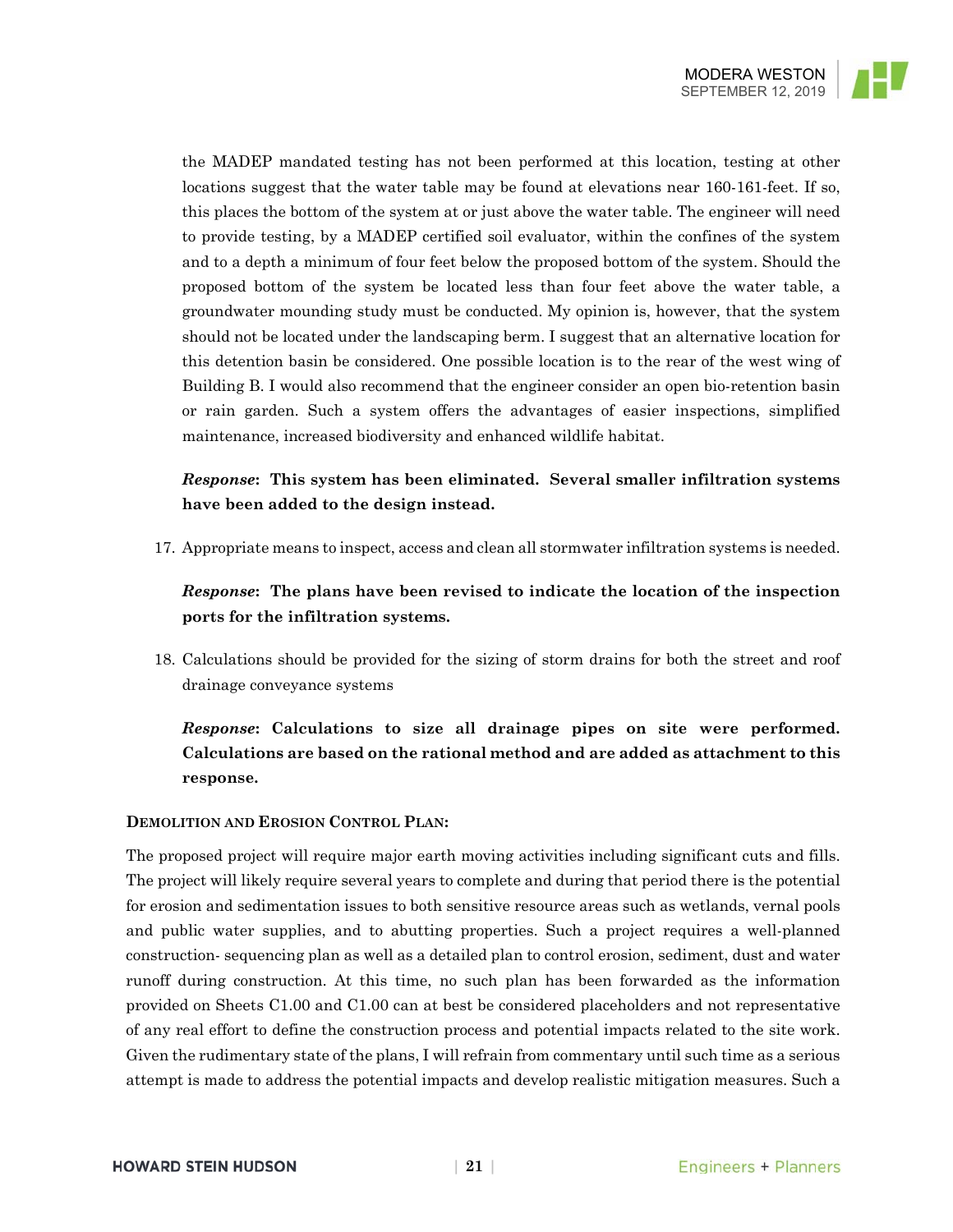the MADEP mandated testing has not been performed at this location, testing at other locations suggest that the water table may be found at elevations near 160-161-feet. If so, this places the bottom of the system at or just above the water table. The engineer will need to provide testing, by a MADEP certified soil evaluator, within the confines of the system and to a depth a minimum of four feet below the proposed bottom of the system. Should the proposed bottom of the system be located less than four feet above the water table, a groundwater mounding study must be conducted. My opinion is, however, that the system should not be located under the landscaping berm. I suggest that an alternative location for this detention basin be considered. One possible location is to the rear of the west wing of Building B. I would also recommend that the engineer consider an open bio-retention basin or rain garden. Such a system offers the advantages of easier inspections, simplified maintenance, increased biodiversity and enhanced wildlife habitat.

***Response*: This system has been eliminated. Several smaller infiltration systems have been added to the design instead.**

17. Appropriate means to inspect, access and clean all stormwater infiltration systems is needed.

    ***Response*: The plans have been revised to indicate the location of the inspection ports for the infiltration systems.**

18. Calculations should be provided for the sizing of storm drains for both the street and roof drainage conveyance systems

    ***Response*: Calculations to size all drainage pipes on site were performed. Calculations are based on the rational method and are added as attachment to this response.**

**DEMOLITION AND EROSION CONTROL PLAN:**

The proposed project will require major earth moving activities including significant cuts and fills. The project will likely require several years to complete and during that period there is the potential for erosion and sedimentation issues to both sensitive resource areas such as wetlands, vernal pools and public water supplies, and to abutting properties. Such a project requires a well-planned construction- sequencing plan as well as a detailed plan to control erosion, sediment, dust and water runoff during construction. At this time, no such plan has been forwarded as the information provided on Sheets C1.00 and C1.00 can at best be considered placeholders and not representative of any real effort to define the construction process and potential impacts related to the site work. Given the rudimentary state of the plans, I will refrain from commentary until such time as a serious attempt is made to address the potential impacts and develop realistic mitigation measures. Such a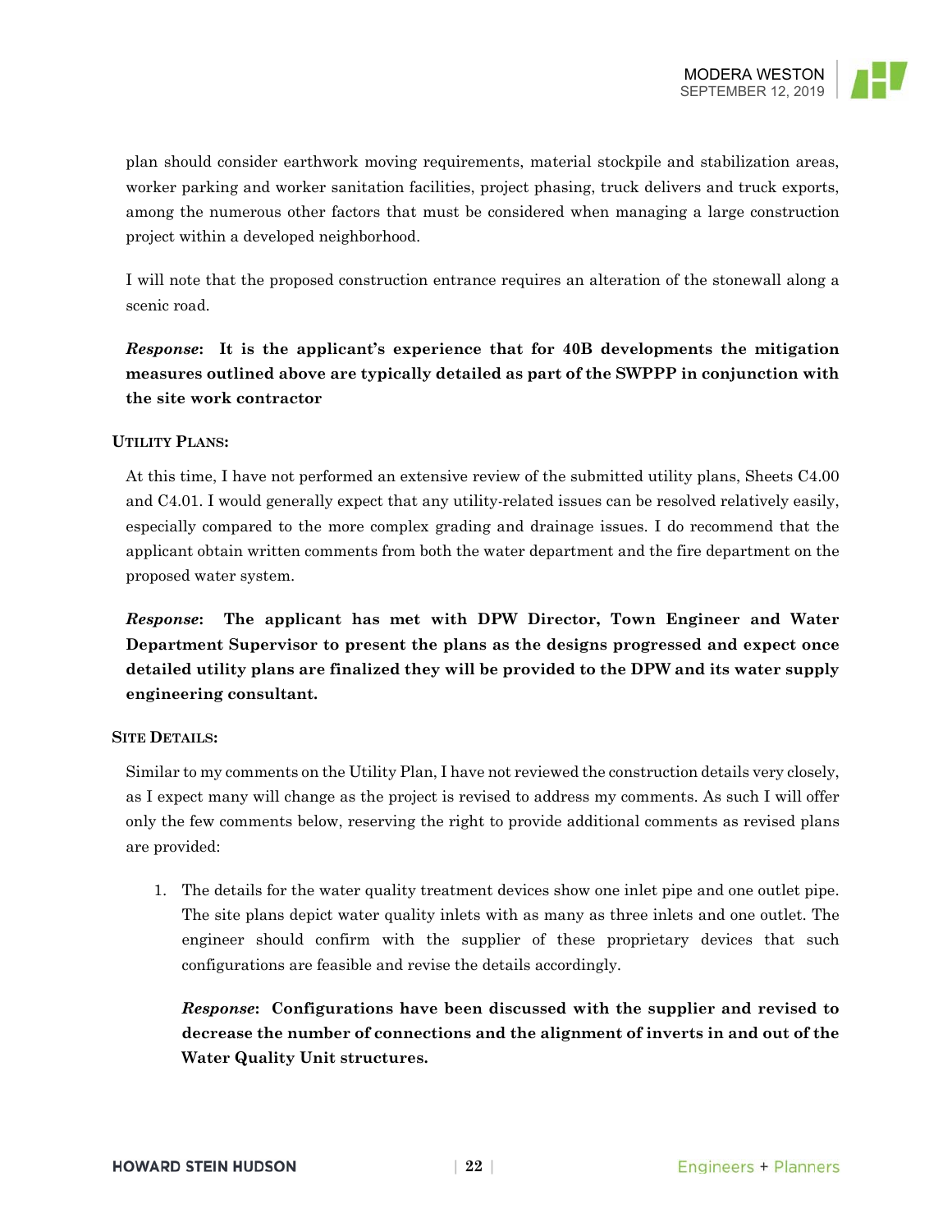plan should consider earthwork moving requirements, material stockpile and stabilization areas, worker parking and worker sanitation facilities, project phasing, truck delivers and truck exports, among the numerous other factors that must be considered when managing a large construction project within a developed neighborhood.

I will note that the proposed construction entrance requires an alteration of the stonewall along a scenic road.

***Response*: It is the applicant's experience that for 40B developments the mitigation measures outlined above are typically detailed as part of the SWPPP in conjunction with the site work contractor**

**UTILITY PLANS:**

At this time, I have not performed an extensive review of the submitted utility plans, Sheets C4.00 and C4.01. I would generally expect that any utility-related issues can be resolved relatively easily, especially compared to the more complex grading and drainage issues. I do recommend that the applicant obtain written comments from both the water department and the fire department on the proposed water system.

***Response*: The applicant has met with DPW Director, Town Engineer and Water Department Supervisor to present the plans as the designs progressed and expect once detailed utility plans are finalized they will be provided to the DPW and its water supply engineering consultant.**

**SITE DETAILS:**

Similar to my comments on the Utility Plan, I have not reviewed the construction details very closely, as I expect many will change as the project is revised to address my comments. As such I will offer only the few comments below, reserving the right to provide additional comments as revised plans are provided:

1. The details for the water quality treatment devices show one inlet pipe and one outlet pipe. The site plans depict water quality inlets with as many as three inlets and one outlet. The engineer should confirm with the supplier of these proprietary devices that such configurations are feasible and revise the details accordingly.

   ***Response*: Configurations have been discussed with the supplier and revised to decrease the number of connections and the alignment of inverts in and out of the Water Quality Unit structures.**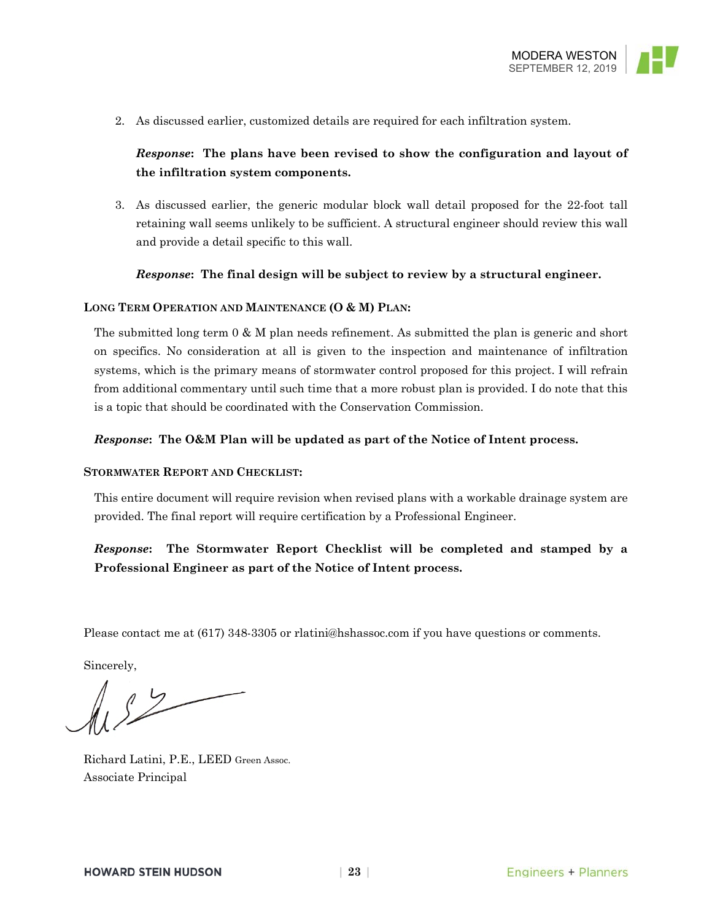2. As discussed earlier, customized details are required for each infiltration system.

   ***Response*: The plans have been revised to show the configuration and layout of the infiltration system components.**

3. As discussed earlier, the generic modular block wall detail proposed for the 22-foot tall retaining wall seems unlikely to be sufficient. A structural engineer should review this wall and provide a detail specific to this wall.

   ***Response*: The final design will be subject to review by a structural engineer.**

**LONG TERM OPERATION AND MAINTENANCE (O & M) PLAN:**

The submitted long term 0 & M plan needs refinement. As submitted the plan is generic and short on specifics. No consideration at all is given to the inspection and maintenance of infiltration systems, which is the primary means of stormwater control proposed for this project. I will refrain from additional commentary until such time that a more robust plan is provided. I do note that this is a topic that should be coordinated with the Conservation Commission.

***Response*: The O&M Plan will be updated as part of the Notice of Intent process.**

**STORMWATER REPORT AND CHECKLIST:**

This entire document will require revision when revised plans with a workable drainage system are provided. The final report will require certification by a Professional Engineer.

***Response*: The Stormwater Report Checklist will be completed and stamped by a Professional Engineer as part of the Notice of Intent process.**

Please contact me at (617) 348-3305 or rlatini@hshassoc.com if you have questions or comments.

Sincerely,

Richard Latini, P.E., LEED Green Assoc.
Associate Principal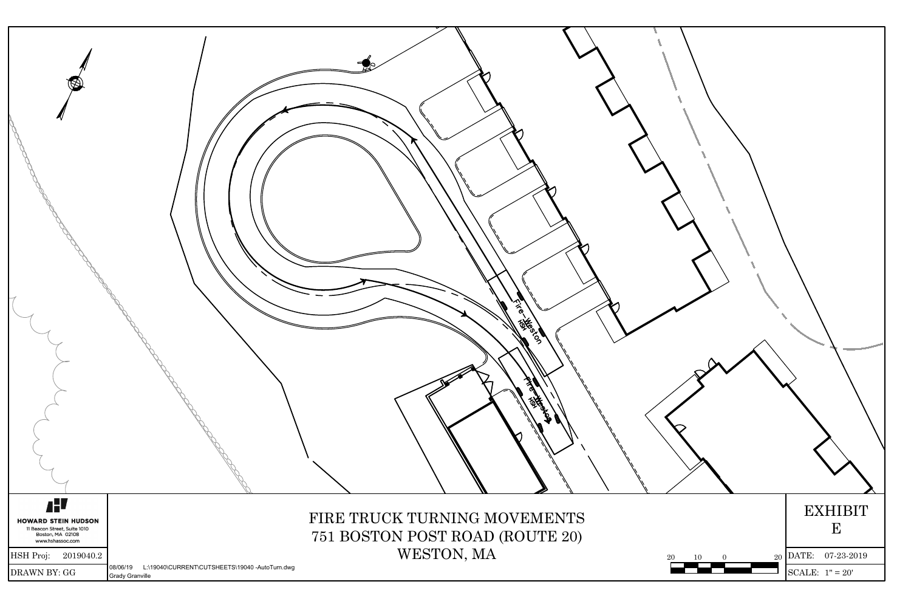HOWARD STEIN HUDSON

11 Beacon Street, Suite 1010
Boston, MA 02108
www.hshassoc.com

# FIRE TRUCK TURNING MOVEMENTS
## 751 BOSTON POST ROAD (ROUTE 20)
## WESTON, MA

EXHIBIT E

HSH Proj: 2019040.2

DRAWN BY: GG

08/06/19 L:\19040\CURRENT\CUTSHEETS\19040 -AutoTurn.dwg
Grady Granville

20 10 0 20

DATE: 07-23-2019

SCALE: 1" = 20'

Fire-Weston
HSH